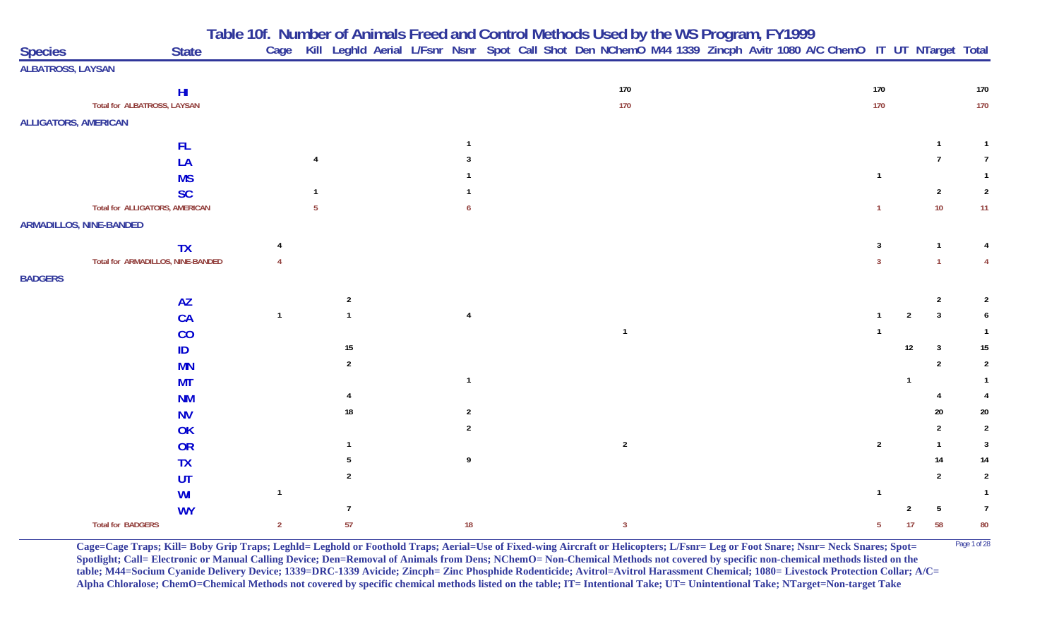# Table 10f. Number of Animals Freed and Control Methods Used by the WS Program, FY1999

| Species | State | Cage | Kill | LeghId | Aerial | L/Fsnr | Nsnr | Spot | Call | Shot | Den | NChemO | M44 | 1339 | Zincph | Avitr | 1080 | A/C | ChemO | IT | UT | NTarget | Total |
|---|---|---|---|---|---|---|---|---|---|---|---|---|---|---|---|---|---|---|---|---|---|---|---|
| **ALBATROSS, LAYSAN** | | | | | | | | | | | | | | | | | | | | | | | |
| | HI | | | | | | | | | | | 170 | | | | | | | | 170 | | | 170 |
| Total for ALBATROSS, LAYSAN | | | | | | | | | | | | 170 | | | | | | | | 170 | | | 170 |
| **ALLIGATORS, AMERICAN** | | | | | | | | | | | | | | | | | | | | | | | |
| | FL | | | | | | 1 | | | | | | | | | | | | | | | 1 | 1 |
| | LA | | 4 | | | | 3 | | | | | | | | | | | | | | | 7 | 7 |
| | MS | | | | | | 1 | | | | | | | | | | | | | 1 | | | 1 |
| | SC | | 1 | | | | 1 | | | | | | | | | | | | | | | 2 | 2 |
| Total for ALLIGATORS, AMERICAN | | | 5 | | | | 6 | | | | | | | | | | | | | 1 | | 10 | 11 |
| **ARMADILLOS, NINE-BANDED** | | | | | | | | | | | | | | | | | | | | | | | |
| | TX | 4 | | | | | | | | | | | | | | | | | | 3 | | 1 | 4 |
| Total for ARMADILLOS, NINE-BANDED | | 4 | | | | | | | | | | | | | | | | | | 3 | | 1 | 4 |
| **BADGERS** | | | | | | | | | | | | | | | | | | | | | | | |
| | AZ | | | 2 | | | | | | | | | | | | | | | | | | 2 | 2 |
| | CA | 1 | | 1 | | | 4 | | | | | | | | | | | | | 1 | 2 | 3 | 6 |
| | CO | | | | | | | | | | | 1 | | | | | | | | 1 | | | 1 |
| | ID | | | 15 | | | | | | | | | | | | | | | | | 12 | 3 | 15 |
| | MN | | | 2 | | | | | | | | | | | | | | | | | | 2 | 2 |
| | MT | | | | | | 1 | | | | | | | | | | | | | | 1 | | 1 |
| | NM | | | 4 | | | | | | | | | | | | | | | | | | 4 | 4 |
| | NV | | | 18 | | | 2 | | | | | | | | | | | | | | | 20 | 20 |
| | OK | | | | | | 2 | | | | | | | | | | | | | | | 2 | 2 |
| | OR | | | 1 | | | | | | | | 2 | | | | | | | | 2 | | 1 | 3 |
| | TX | | | 5 | | | 9 | | | | | | | | | | | | | | | 14 | 14 |
| | UT | | | 2 | | | | | | | | | | | | | | | | | | 2 | 2 |
| | WI | 1 | | | | | | | | | | | | | | | | | | 1 | | | 1 |
| | WY | | | 7 | | | | | | | | | | | | | | | | | 2 | 5 | 7 |
| Total for BADGERS | | 2 | | 57 | | | 18 | | | | | 3 | | | | | | | | 5 | 17 | 58 | 80 |

**Cage=Cage Traps; Kill= Boby Grip Traps; Leghld= Leghold or Foothold Traps; Aerial=Use of Fixed-wing Aircraft or Helicopters; L/Fsnr= Leg or Foot Snare; Nsnr= Neck Snares; Spot= Spotlight; Call= Electronic or Manual Calling Device; Den=Removal of Animals from Dens; NChemO= Non-Chemical Methods not covered by specific non-chemical methods listed on the table; M44=Socium Cyanide Delivery Device; 1339=DRC-1339 Avicide; Zincph= Zinc Phosphide Rodenticide; Avitrol=Avitrol Harassment Chemical; 1080= Livestock Protection Collar; A/C= Alpha Chloralose; ChemO=Chemical Methods not covered by specific chemical methods listed on the table; IT= Intentional Take; UT= Unintentional Take; NTarget=Non-target Take**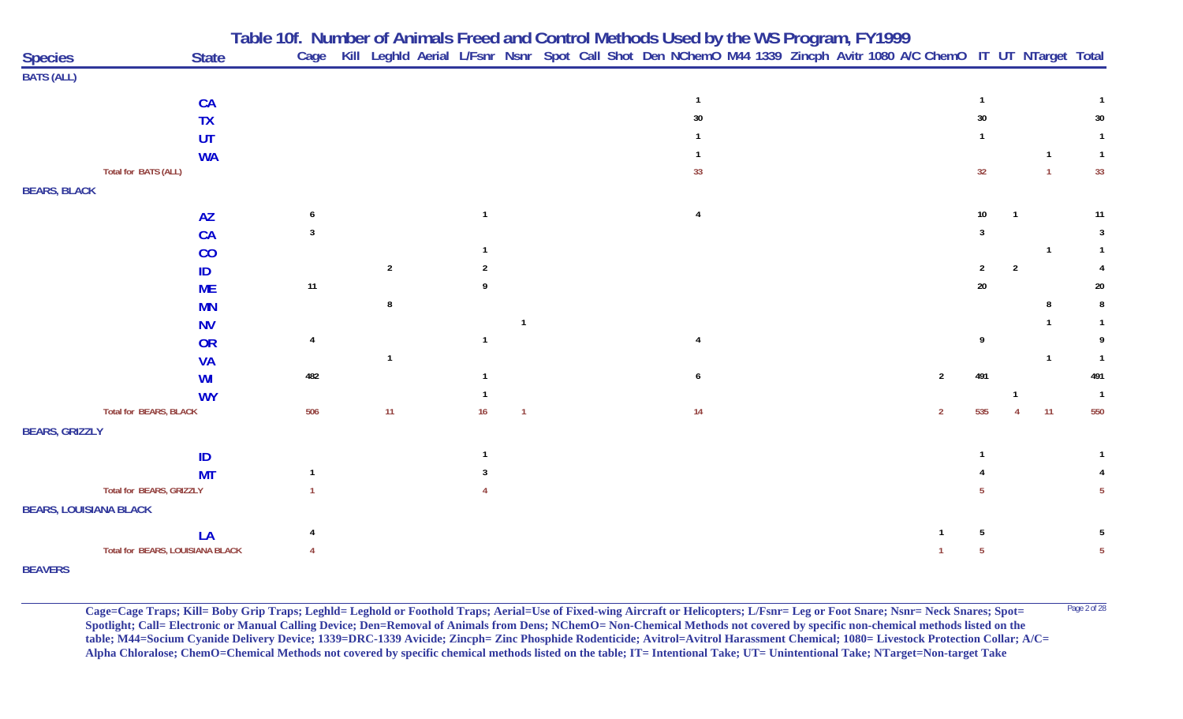# Table 10f. Number of Animals Freed and Control Methods Used by the WS Program, FY1999

| Species | State | Cage | Kill | Leghld | Aerial | L/Fsnr | Nsnr | Spot | Call | Shot | Den | NChemO | M44 | 1339 | Zincph | Avitr | 1080 | A/C | ChemO | IT | UT | NTarget | Total |
|---|---|---|---|---|---|---|---|---|---|---|---|---|---|---|---|---|---|---|---|---|---|---|---|
| **BATS (ALL)** | | | | | | | | | | | | | | | | | | | | | | | |
| | CA | | | | | | | | | | | 1 | | | | | | | | 1 | | | 1 |
| | TX | | | | | | | | | | | 30 | | | | | | | | 30 | | | 30 |
| | UT | | | | | | | | | | | 1 | | | | | | | | 1 | | | 1 |
| | WA | | | | | | | | | | | 1 | | | | | | | | | | 1 | 1 |
| Total for BATS (ALL) | | | | | | | | | | | | 33 | | | | | | | | 32 | | 1 | 33 |
| **BEARS, BLACK** | | | | | | | | | | | | | | | | | | | | | | | |
| | AZ | 6 | | | | 1 | | | | | | 4 | | | | | | | | 10 | 1 | | 11 |
| | CA | 3 | | | | | | | | | | | | | | | | | | 3 | | | 3 |
| | CO | | | | | 1 | | | | | | | | | | | | | | | | 1 | 1 |
| | ID | | | 2 | | 2 | | | | | | | | | | | | | | 2 | 2 | | 4 |
| | ME | 11 | | | | 9 | | | | | | | | | | | | | | 20 | | | 20 |
| | MN | | | 8 | | | | | | | | | | | | | | | | | | 8 | 8 |
| | NV | | | | | | 1 | | | | | | | | | | | | | | | 1 | 1 |
| | OR | 4 | | | | 1 | | | | | | 4 | | | | | | | | 9 | | | 9 |
| | VA | | | 1 | | | | | | | | | | | | | | | | | | 1 | 1 |
| | WI | 482 | | | | 1 | | | | | | 6 | | | | | | | 2 | 491 | | | 491 |
| | WY | | | | | 1 | | | | | | | | | | | | | | | 1 | | 1 |
| Total for BEARS, BLACK | | 506 | | 11 | | 16 | 1 | | | | | 14 | | | | | | | 2 | 535 | 4 | 11 | 550 |
| **BEARS, GRIZZLY** | | | | | | | | | | | | | | | | | | | | | | | |
| | ID | | | | | 1 | | | | | | | | | | | | | | 1 | | | 1 |
| | MT | 1 | | | | 3 | | | | | | | | | | | | | | 4 | | | 4 |
| Total for BEARS, GRIZZLY | | 1 | | | | 4 | | | | | | | | | | | | | | 5 | | | 5 |
| **BEARS, LOUISIANA BLACK** | | | | | | | | | | | | | | | | | | | | | | | |
| | LA | 4 | | | | | | | | | | | | | | | | | 1 | 5 | | | 5 |
| Total for BEARS, LOUISIANA BLACK | | 4 | | | | | | | | | | | | | | | | | 1 | 5 | | | 5 |
| **BEAVERS** | | | | | | | | | | | | | | | | | | | | | | | |

**Cage=Cage Traps; Kill= Boby Grip Traps; Leghld= Leghold or Foothold Traps; Aerial=Use of Fixed-wing Aircraft or Helicopters; L/Fsnr= Leg or Foot Snare; Nsnr= Neck Snares; Spot= Spotlight; Call= Electronic or Manual Calling Device; Den=Removal of Animals from Dens; NChemO= Non-Chemical Methods not covered by specific non-chemical methods listed on the table; M44=Socium Cyanide Delivery Device; 1339=DRC-1339 Avicide; Zincph= Zinc Phosphide Rodenticide; Avitrol=Avitrol Harassment Chemical; 1080= Livestock Protection Collar; A/C= Alpha Chloralose; ChemO=Chemical Methods not covered by specific chemical methods listed on the table; IT= Intentional Take; UT= Unintentional Take; NTarget=Non-target Take**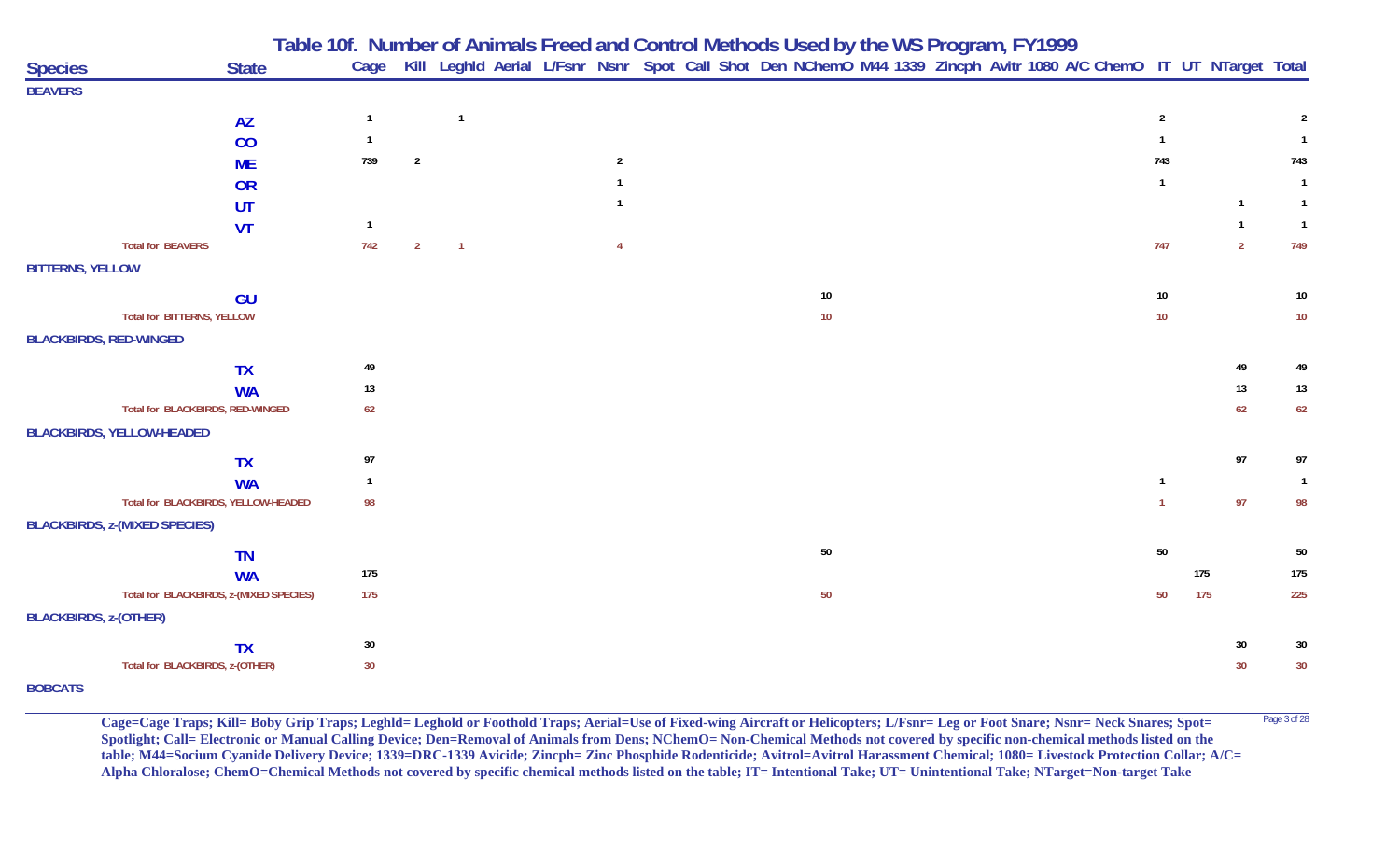# Table 10f. Number of Animals Freed and Control Methods Used by the WS Program, FY1999

| Species | State | Cage | Kill | LeghId | Aerial | L/Fsnr | Nsnr | Spot | Call | Shot | Den | NChemO | M44 | 1339 | Zincph | Avitr | 1080 | A/C | ChemO | IT | UT | NTarget | Total |
|---|---|---|---|---|---|---|---|---|---|---|---|---|---|---|---|---|---|---|---|---|---|---|---|
| **BEAVERS** | | | | | | | | | | | | | | | | | | | | | | | |
| | AZ | 1 | | 1 | | | | | | | | | | | | | | | | 2 | | | 2 |
| | CO | 1 | | | | | | | | | | | | | | | | | | 1 | | | 1 |
| | ME | 739 | 2 | | | | 2 | | | | | | | | | | | | | 743 | | | 743 |
| | OR | | | | | | 1 | | | | | | | | | | | | | 1 | | | 1 |
| | UT | | | | | | 1 | | | | | | | | | | | | | | | 1 | 1 |
| | VT | 1 | | | | | | | | | | | | | | | | | | | | 1 | 1 |
| Total for BEAVERS | | 742 | 2 | 1 | | | 4 | | | | | | | | | | | | | 747 | | 2 | 749 |
| **BITTERNS, YELLOW** | | | | | | | | | | | | | | | | | | | | | | | |
| | GU | | | | | | | | | | | 10 | | | | | | | | 10 | | | 10 |
| Total for BITTERNS, YELLOW | | | | | | | | | | | | 10 | | | | | | | | 10 | | | 10 |
| **BLACKBIRDS, RED-WINGED** | | | | | | | | | | | | | | | | | | | | | | | |
| | TX | 49 | | | | | | | | | | | | | | | | | | | | 49 | 49 |
| | WA | 13 | | | | | | | | | | | | | | | | | | | | 13 | 13 |
| Total for BLACKBIRDS, RED-WINGED | | 62 | | | | | | | | | | | | | | | | | | | | 62 | 62 |
| **BLACKBIRDS, YELLOW-HEADED** | | | | | | | | | | | | | | | | | | | | | | | |
| | TX | 97 | | | | | | | | | | | | | | | | | | | | 97 | 97 |
| | WA | 1 | | | | | | | | | | | | | | | | | | 1 | | | 1 |
| Total for BLACKBIRDS, YELLOW-HEADED | | 98 | | | | | | | | | | | | | | | | | | 1 | | 97 | 98 |
| **BLACKBIRDS, z-(MIXED SPECIES)** | | | | | | | | | | | | | | | | | | | | | | | |
| | TN | | | | | | | | | | | 50 | | | | | | | | 50 | | | 50 |
| | WA | 175 | | | | | | | | | | | | | | | | | | | 175 | | 175 |
| Total for BLACKBIRDS, z-(MIXED SPECIES) | | 175 | | | | | | | | | | 50 | | | | | | | | 50 | 175 | | 225 |
| **BLACKBIRDS, z-(OTHER)** | | | | | | | | | | | | | | | | | | | | | | | |
| | TX | 30 | | | | | | | | | | | | | | | | | | | | 30 | 30 |
| Total for BLACKBIRDS, z-(OTHER) | | 30 | | | | | | | | | | | | | | | | | | | | 30 | 30 |
| **BOBCATS** | | | | | | | | | | | | | | | | | | | | | | | |

**Cage=Cage Traps; Kill= Boby Grip Traps; Leghld= Leghold or Foothold Traps; Aerial=Use of Fixed-wing Aircraft or Helicopters; L/Fsnr= Leg or Foot Snare; Nsnr= Neck Snares; Spot= Spotlight; Call= Electronic or Manual Calling Device; Den=Removal of Animals from Dens; NChemO= Non-Chemical Methods not covered by specific non-chemical methods listed on the table; M44=Socium Cyanide Delivery Device; 1339=DRC-1339 Avicide; Zincph= Zinc Phosphide Rodenticide; Avitrol=Avitrol Harassment Chemical; 1080= Livestock Protection Collar; A/C= Alpha Chloralose; ChemO=Chemical Methods not covered by specific chemical methods listed on the table; IT= Intentional Take; UT= Unintentional Take; NTarget=Non-target Take**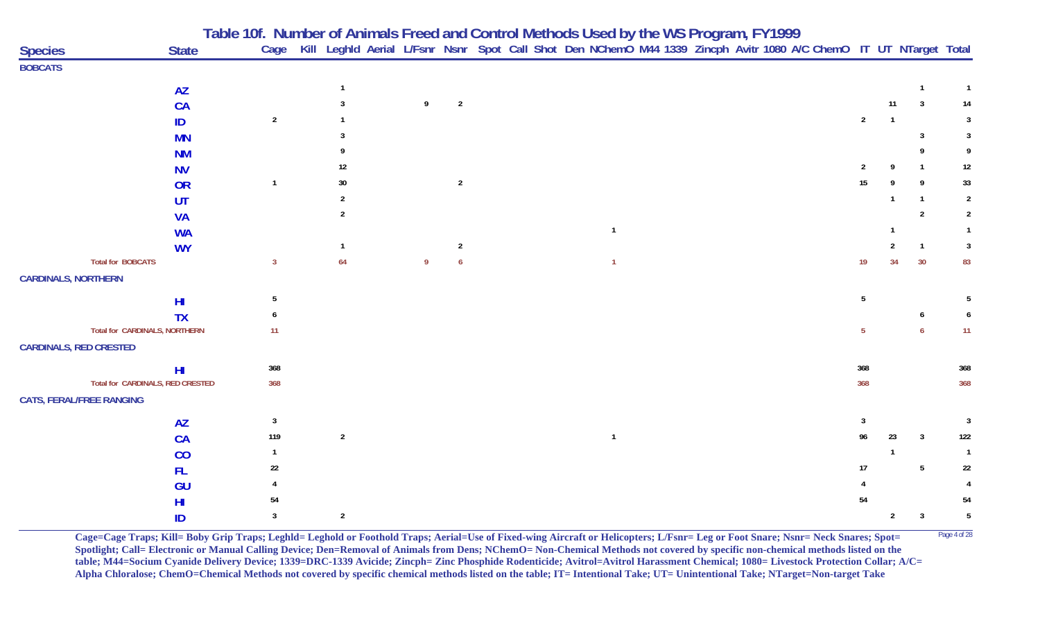## Table 10f. Number of Animals Freed and Control Methods Used by the WS Program, FY1999

| Species | State | Cage | Kill | Leghld | Aerial | L/Fsnr | Nsnr | Spot | Call | Shot | Den | NChemO | M44 | 1339 | Zincph | Avitr | 1080 | A/C | ChemO | IT | UT | NTarget | Total |
|---|---|---|---|---|---|---|---|---|---|---|---|---|---|---|---|---|---|---|---|---|---|---|---|
| **BOBCATS** | | | | | | | | | | | | | | | | | | | | | | | |
| | AZ | | | 1 | | | | | | | | | | | | | | | | | | 1 | 1 |
| | CA | | | 3 | | 9 | 2 | | | | | | | | | | | | | | 11 | 3 | 14 |
| | ID | 2 | | 1 | | | | | | | | | | | | | | | | 2 | 1 | | 3 |
| | MN | | | 3 | | | | | | | | | | | | | | | | | | 3 | 3 |
| | NM | | | 9 | | | | | | | | | | | | | | | | | | 9 | 9 |
| | NV | | | 12 | | | | | | | | | | | | | | | | 2 | 9 | 1 | 12 |
| | OR | 1 | | 30 | | | 2 | | | | | | | | | | | | | 15 | 9 | 9 | 33 |
| | UT | | | 2 | | | | | | | | | | | | | | | | | 1 | 1 | 2 |
| | VA | | | 2 | | | | | | | | | | | | | | | | | | 2 | 2 |
| | WA | | | | | | | | | | | 1 | | | | | | | | | 1 | | 1 |
| | WY | | | 1 | | | 2 | | | | | | | | | | | | | | 2 | 1 | 3 |
| Total for BOBCATS | | 3 | | 64 | | 9 | 6 | | | | | 1 | | | | | | | | 19 | 34 | 30 | 83 |
| **CARDINALS, NORTHERN** | | | | | | | | | | | | | | | | | | | | | | | |
| | HI | 5 | | | | | | | | | | | | | | | | | | 5 | | | 5 |
| | TX | 6 | | | | | | | | | | | | | | | | | | | | 6 | 6 |
| Total for CARDINALS, NORTHERN | | 11 | | | | | | | | | | | | | | | | | | 5 | | 6 | 11 |
| **CARDINALS, RED CRESTED** | | | | | | | | | | | | | | | | | | | | | | | |
| | HI | 368 | | | | | | | | | | | | | | | | | | 368 | | | 368 |
| Total for CARDINALS, RED CRESTED | | 368 | | | | | | | | | | | | | | | | | | 368 | | | 368 |
| **CATS, FERAL/FREE RANGING** | | | | | | | | | | | | | | | | | | | | | | | |
| | AZ | 3 | | | | | | | | | | | | | | | | | | 3 | | | 3 |
| | CA | 119 | | 2 | | | | | | | | 1 | | | | | | | | 96 | 23 | 3 | 122 |
| | CO | 1 | | | | | | | | | | | | | | | | | | | 1 | | 1 |
| | FL | 22 | | | | | | | | | | | | | | | | | | 17 | | 5 | 22 |
| | GU | 4 | | | | | | | | | | | | | | | | | | 4 | | | 4 |
| | HI | 54 | | | | | | | | | | | | | | | | | | 54 | | | 54 |
| | ID | 3 | | 2 | | | | | | | | | | | | | | | | | 2 | 3 | 5 |

**Cage=Cage Traps; Kill= Boby Grip Traps; Leghld= Leghold or Foothold Traps; Aerial=Use of Fixed-wing Aircraft or Helicopters; L/Fsnr= Leg or Foot Snare; Nsnr= Neck Snares; Spot= Spotlight; Call= Electronic or Manual Calling Device; Den=Removal of Animals from Dens; NChemO= Non-Chemical Methods not covered by specific non-chemical methods listed on the table; M44=Socium Cyanide Delivery Device; 1339=DRC-1339 Avicide; Zincph= Zinc Phosphide Rodenticide; Avitrol=Avitrol Harassment Chemical; 1080= Livestock Protection Collar; A/C= Alpha Chloralose; ChemO=Chemical Methods not covered by specific chemical methods listed on the table; IT= Intentional Take; UT= Unintentional Take; NTarget=Non-target Take**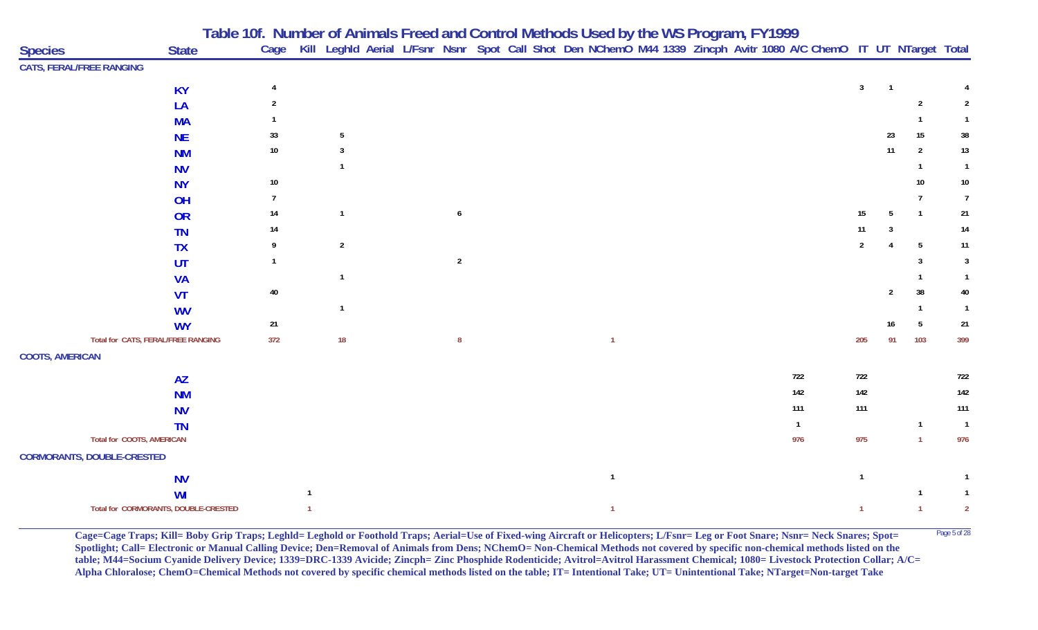# Table 10f. Number of Animals Freed and Control Methods Used by the WS Program, FY1999

| Species | State | Cage | Kill | Leghld | Aerial | L/Fsnr | Nsnr | Spot | Call | Shot | Den | NChemO | M44 | 1339 | Zincph | Avitr | 1080 | A/C | ChemO | IT | UT | NTarget | Total |
|---|---|---|---|---|---|---|---|---|---|---|---|---|---|---|---|---|---|---|---|---|---|---|---|
| **CATS, FERAL/FREE RANGING** | | | | | | | | | | | | | | | | | | | | | | | |
| | KY | 4 | | | | | | | | | | | | | | | | | | 3 | 1 | | 4 |
| | LA | 2 | | | | | | | | | | | | | | | | | | | | 2 | 2 |
| | MA | 1 | | | | | | | | | | | | | | | | | | | | 1 | 1 |
| | NE | 33 | | 5 | | | | | | | | | | | | | | | | | 23 | 15 | 38 |
| | NM | 10 | | 3 | | | | | | | | | | | | | | | | | 11 | 2 | 13 |
| | NV | | | 1 | | | | | | | | | | | | | | | | | | 1 | 1 |
| | NY | 10 | | | | | | | | | | | | | | | | | | | | 10 | 10 |
| | OH | 7 | | | | | | | | | | | | | | | | | | | | 7 | 7 |
| | OR | 14 | | 1 | | | 6 | | | | | | | | | | | | | 15 | 5 | 1 | 21 |
| | TN | 14 | | | | | | | | | | | | | | | | | | 11 | 3 | | 14 |
| | TX | 9 | | 2 | | | | | | | | | | | | | | | | 2 | 4 | 5 | 11 |
| | UT | 1 | | | | | 2 | | | | | | | | | | | | | | | 3 | 3 |
| | VA | | | 1 | | | | | | | | | | | | | | | | | | 1 | 1 |
| | VT | 40 | | | | | | | | | | | | | | | | | | | 2 | 38 | 40 |
| | WV | | | 1 | | | | | | | | | | | | | | | | | | 1 | 1 |
| | WY | 21 | | | | | | | | | | | | | | | | | | | 16 | 5 | 21 |
| Total for CATS, FERAL/FREE RANGING | | 372 | | 18 | | | 8 | | | | | 1 | | | | | | | | 205 | 91 | 103 | 399 |
| **COOTS, AMERICAN** | | | | | | | | | | | | | | | | | | | | | | | |
| | AZ | | | | | | | | | | | | | | | | | 722 | | 722 | | | 722 |
| | NM | | | | | | | | | | | | | | | | | 142 | | 142 | | | 142 |
| | NV | | | | | | | | | | | | | | | | | 111 | | 111 | | | 111 |
| | TN | | | | | | | | | | | | | | | | | 1 | | | | 1 | 1 |
| Total for COOTS, AMERICAN | | | | | | | | | | | | | | | | | | 976 | | 975 | | 1 | 976 |
| **CORMORANTS, DOUBLE-CRESTED** | | | | | | | | | | | | | | | | | | | | | | | |
| | NV | | | | | | | | | | | 1 | | | | | | | | 1 | | | 1 |
| | WI | | 1 | | | | | | | | | | | | | | | | | | | 1 | 1 |
| Total for CORMORANTS, DOUBLE-CRESTED | | | 1 | | | | | | | | | 1 | | | | | | | | 1 | | 1 | 2 |

**Cage=Cage Traps; Kill= Boby Grip Traps; Leghld= Leghold or Foothold Traps; Aerial=Use of Fixed-wing Aircraft or Helicopters; L/Fsnr= Leg or Foot Snare; Nsnr= Neck Snares; Spot= Spotlight; Call= Electronic or Manual Calling Device; Den=Removal of Animals from Dens; NChemO= Non-Chemical Methods not covered by specific non-chemical methods listed on the table; M44=Socium Cyanide Delivery Device; 1339=DRC-1339 Avicide; Zincph= Zinc Phosphide Rodenticide; Avitrol=Avitrol Harassment Chemical; 1080= Livestock Protection Collar; A/C= Alpha Chloralose; ChemO=Chemical Methods not covered by specific chemical methods listed on the table; IT= Intentional Take; UT= Unintentional Take; NTarget=Non-target Take**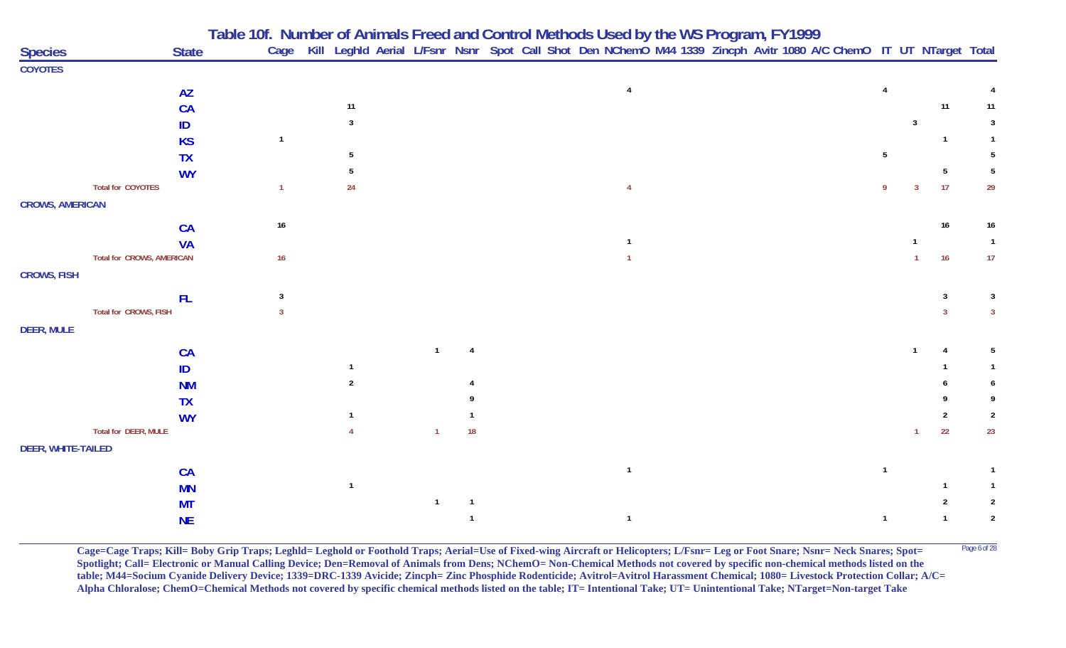# Table 10f. Number of Animals Freed and Control Methods Used by the WS Program, FY1999

| Species | State | Cage | Kill | Leghld | Aerial | L/Fsnr | Nsnr | Spot | Call | Shot | Den | NChemO | M44 | 1339 | Zincph | Avitr | 1080 | A/C | ChemO | IT | UT | NTarget | Total |
|---|---|---|---|---|---|---|---|---|---|---|---|---|---|---|---|---|---|---|---|---|---|---|---|
| **COYOTES** | | | | | | | | | | | | | | | | | | | | | | | |
| | AZ | | | | | | | | | | | 4 | | | | | | | | 4 | | | 4 |
| | CA | | | 11 | | | | | | | | | | | | | | | | | | 11 | 11 |
| | ID | | | 3 | | | | | | | | | | | | | | | | | 3 | | 3 |
| | KS | 1 | | | | | | | | | | | | | | | | | | | | 1 | 1 |
| | TX | | | 5 | | | | | | | | | | | | | | | | 5 | | | 5 |
| | WY | | | 5 | | | | | | | | | | | | | | | | | | 5 | 5 |
| Total for COYOTES | | 1 | | 24 | | | | | | | | 4 | | | | | | | | 9 | 3 | 17 | 29 |
| **CROWS, AMERICAN** | | | | | | | | | | | | | | | | | | | | | | | |
| | CA | 16 | | | | | | | | | | | | | | | | | | | | 16 | 16 |
| | VA | | | | | | | | | | | 1 | | | | | | | | | 1 | | 1 |
| Total for CROWS, AMERICAN | | 16 | | | | | | | | | | 1 | | | | | | | | | 1 | 16 | 17 |
| **CROWS, FISH** | | | | | | | | | | | | | | | | | | | | | | | |
| | FL | 3 | | | | | | | | | | | | | | | | | | | | 3 | 3 |
| Total for CROWS, FISH | | 3 | | | | | | | | | | | | | | | | | | | | 3 | 3 |
| **DEER, MULE** | | | | | | | | | | | | | | | | | | | | | | | |
| | CA | | | | | 1 | 4 | | | | | | | | | | | | | | 1 | 4 | 5 |
| | ID | | | 1 | | | | | | | | | | | | | | | | | | 1 | 1 |
| | NM | | | 2 | | | 4 | | | | | | | | | | | | | | | 6 | 6 |
| | TX | | | | | | 9 | | | | | | | | | | | | | | | 9 | 9 |
| | WY | | | 1 | | | 1 | | | | | | | | | | | | | | | 2 | 2 |
| Total for DEER, MULE | | | | 4 | | 1 | 18 | | | | | | | | | | | | | | 1 | 22 | 23 |
| **DEER, WHITE-TAILED** | | | | | | | | | | | | | | | | | | | | | | | |
| | CA | | | | | | | | | | | 1 | | | | | | | | 1 | | | 1 |
| | MN | | | 1 | | | | | | | | | | | | | | | | | | 1 | 1 |
| | MT | | | | | 1 | 1 | | | | | | | | | | | | | | | 2 | 2 |
| | NE | | | | | | 1 | | | | | 1 | | | | | | | | 1 | | 1 | 2 |

**Cage=Cage Traps; Kill= Boby Grip Traps; Leghld= Leghold or Foothold Traps; Aerial=Use of Fixed-wing Aircraft or Helicopters; L/Fsnr= Leg or Foot Snare; Nsnr= Neck Snares; Spot= Spotlight; Call= Electronic or Manual Calling Device; Den=Removal of Animals from Dens; NChemO= Non-Chemical Methods not covered by specific non-chemical methods listed on the table; M44=Socium Cyanide Delivery Device; 1339=DRC-1339 Avicide; Zincph= Zinc Phosphide Rodenticide; Avitrol=Avitrol Harassment Chemical; 1080= Livestock Protection Collar; A/C= Alpha Chloralose; ChemO=Chemical Methods not covered by specific chemical methods listed on the table; IT= Intentional Take; UT= Unintentional Take; NTarget=Non-target Take**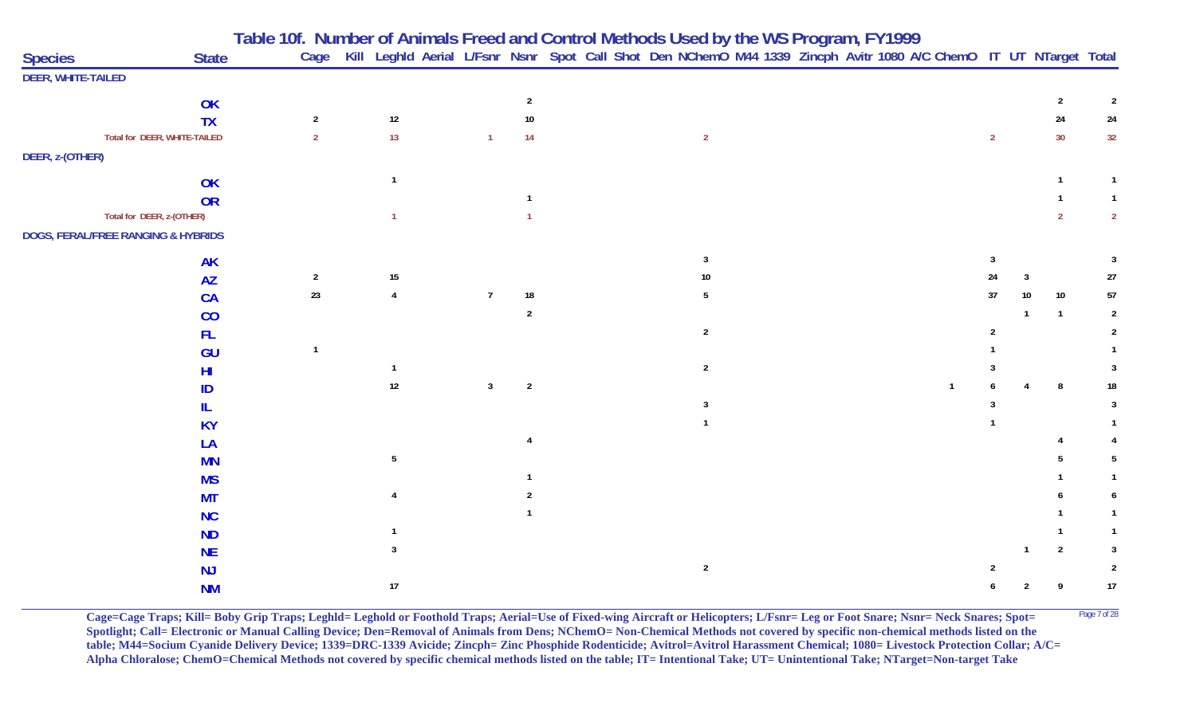# Table 10f. Number of Animals Freed and Control Methods Used by the WS Program, FY1999

| Species | State | Cage | Kill | Leghld | Aerial | L/Fsnr | Nsnr | Spot | Call | Shot | Den | NChemO | M44 | 1339 | Zincph | Avitr | 1080 | A/C | ChemO | IT | UT | NTarget | Total |
|---|---|---|---|---|---|---|---|---|---|---|---|---|---|---|---|---|---|---|---|---|---|---|---|
| DEER, WHITE-TAILED | | | | | | | | | | | | | | | | | | | | | | | |
| | OK | | | | | | 2 | | | | | | | | | | | | | | | 2 | 2 |
| | TX | 2 | | 12 | | | 10 | | | | | | | | | | | | | | | 24 | 24 |
| Total for DEER, WHITE-TAILED | | 2 | | 13 | | 1 | 14 | | | | | 2 | | | | | | | | 2 | | 30 | 32 |
| DEER, z-(OTHER) | | | | | | | | | | | | | | | | | | | | | | | |
| | OK | | | 1 | | | | | | | | | | | | | | | | | | 1 | 1 |
| | OR | | | | | | 1 | | | | | | | | | | | | | | | 1 | 1 |
| Total for DEER, z-(OTHER) | | | | 1 | | | 1 | | | | | | | | | | | | | | | 2 | 2 |
| DOGS, FERAL/FREE RANGING & HYBRIDS | | | | | | | | | | | | | | | | | | | | | | | |
| | AK | | | | | | | | | | | 3 | | | | | | | | 3 | | | 3 |
| | AZ | 2 | | 15 | | | | | | | | 10 | | | | | | | | 24 | 3 | | 27 |
| | CA | 23 | | 4 | | 7 | 18 | | | | | 5 | | | | | | | | 37 | 10 | 10 | 57 |
| | CO | | | | | | 2 | | | | | | | | | | | | | | 1 | 1 | 2 |
| | FL | | | | | | | | | | | 2 | | | | | | | | 2 | | | 2 |
| | GU | 1 | | | | | | | | | | | | | | | | | | 1 | | | 1 |
| | HI | | | 1 | | | | | | | | 2 | | | | | | | | 3 | | | 3 |
| | ID | | | 12 | | 3 | 2 | | | | | | | | | | | | 1 | 6 | 4 | 8 | 18 |
| | IL | | | | | | | | | | | 3 | | | | | | | | 3 | | | 3 |
| | KY | | | | | | | | | | | 1 | | | | | | | | 1 | | | 1 |
| | LA | | | | | | 4 | | | | | | | | | | | | | | | 4 | 4 |
| | MN | | | 5 | | | | | | | | | | | | | | | | | | 5 | 5 |
| | MS | | | | | | 1 | | | | | | | | | | | | | | | 1 | 1 |
| | MT | | | 4 | | | 2 | | | | | | | | | | | | | | | 6 | 6 |
| | NC | | | | | | 1 | | | | | | | | | | | | | | | 1 | 1 |
| | ND | | | 1 | | | | | | | | | | | | | | | | | | 1 | 1 |
| | NE | | | 3 | | | | | | | | | | | | | | | | | 1 | 2 | 3 |
| | NJ | | | | | | | | | | | 2 | | | | | | | | 2 | | | 2 |
| | NM | | | 17 | | | | | | | | | | | | | | | | 6 | 2 | 9 | 17 |

**Cage=Cage Traps; Kill= Boby Grip Traps; Leghld= Leghold or Foothold Traps; Aerial=Use of Fixed-wing Aircraft or Helicopters; L/Fsnr= Leg or Foot Snare; Nsnr= Neck Snares; Spot= Spotlight; Call= Electronic or Manual Calling Device; Den=Removal of Animals from Dens; NChemO= Non-Chemical Methods not covered by specific non-chemical methods listed on the table; M44=Socium Cyanide Delivery Device; 1339=DRC-1339 Avicide; Zincph= Zinc Phosphide Rodenticide; Avitrol=Avitrol Harassment Chemical; 1080= Livestock Protection Collar; A/C= Alpha Chloralose; ChemO=Chemical Methods not covered by specific chemical methods listed on the table; IT= Intentional Take; UT= Unintentional Take; NTarget=Non-target Take**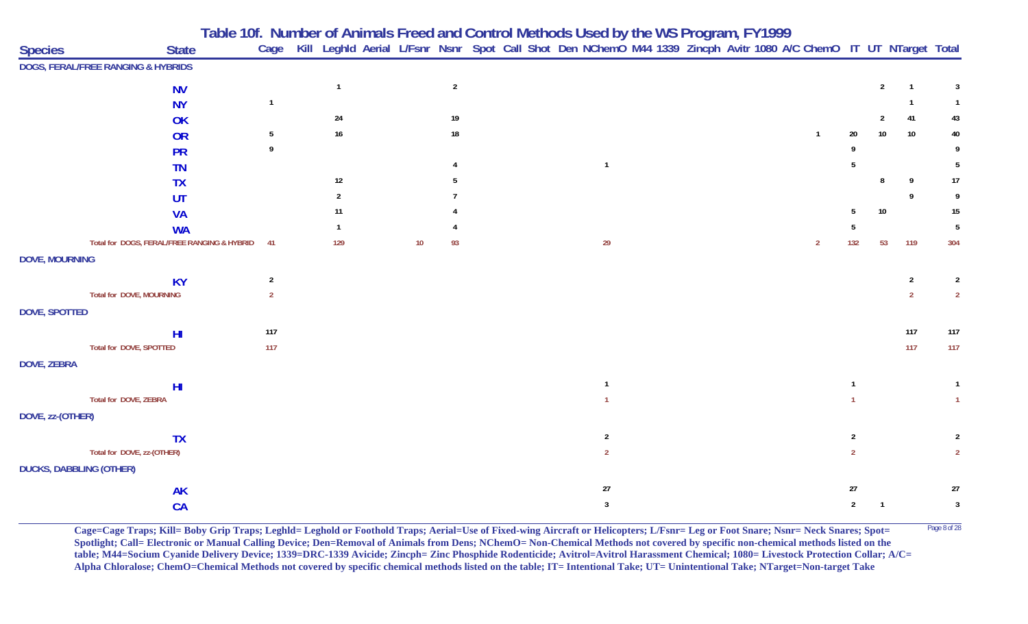# Table 10f. Number of Animals Freed and Control Methods Used by the WS Program, FY1999

| Species | State | Cage | Kill | LeghId | Aerial | L/Fsnr | Nsnr | Spot | Call | Shot | Den | NChemO | M44 | 1339 | Zincph | Avitr | 1080 | A/C | ChemO | IT | UT | NTarget | Total |
|---|---|---|---|---|---|---|---|---|---|---|---|---|---|---|---|---|---|---|---|---|---|---|---|
| **DOGS, FERAL/FREE RANGING & HYBRIDS** | | | | | | | | | | | | | | | | | | | | | | | |
| | NV | | | 1 | | | 2 | | | | | | | | | | | | | | 2 | 1 | 3 |
| | NY | 1 | | | | | | | | | | | | | | | | | | | | 1 | 1 |
| | OK | | | 24 | | | 19 | | | | | | | | | | | | | | 2 | 41 | 43 |
| | OR | 5 | | 16 | | | 18 | | | | | | | | | | | | 1 | 20 | 10 | 10 | 40 |
| | PR | 9 | | | | | | | | | | | | | | | | | | 9 | | | 9 |
| | TN | | | | | | 4 | | | | | 1 | | | | | | | | 5 | | | 5 |
| | TX | | | 12 | | | 5 | | | | | | | | | | | | | | 8 | 9 | 17 |
| | UT | | | 2 | | | 7 | | | | | | | | | | | | | | | 9 | 9 |
| | VA | | | 11 | | | 4 | | | | | | | | | | | | | 5 | 10 | | 15 |
| | WA | | | 1 | | | 4 | | | | | | | | | | | | | 5 | | | 5 |
| Total for DOGS, FERAL/FREE RANGING & HYBRID | | 41 | | 129 | | 10 | 93 | | | | | 29 | | | | | | | 2 | 132 | 53 | 119 | 304 |
| **DOVE, MOURNING** | | | | | | | | | | | | | | | | | | | | | | | |
| | KY | 2 | | | | | | | | | | | | | | | | | | | | 2 | 2 |
| Total for DOVE, MOURNING | | 2 | | | | | | | | | | | | | | | | | | | | 2 | 2 |
| **DOVE, SPOTTED** | | | | | | | | | | | | | | | | | | | | | | | |
| | HI | 117 | | | | | | | | | | | | | | | | | | | | 117 | 117 |
| Total for DOVE, SPOTTED | | 117 | | | | | | | | | | | | | | | | | | | | 117 | 117 |
| **DOVE, ZEBRA** | | | | | | | | | | | | | | | | | | | | | | | |
| | HI | | | | | | | | | | | 1 | | | | | | | | 1 | | | 1 |
| Total for DOVE, ZEBRA | | | | | | | | | | | | 1 | | | | | | | | 1 | | | 1 |
| **DOVE, zz-(OTHER)** | | | | | | | | | | | | | | | | | | | | | | | |
| | TX | | | | | | | | | | | 2 | | | | | | | | 2 | | | 2 |
| Total for DOVE, zz-(OTHER) | | | | | | | | | | | | 2 | | | | | | | | 2 | | | 2 |
| **DUCKS, DABBLING (OTHER)** | | | | | | | | | | | | | | | | | | | | | | | |
| | AK | | | | | | | | | | | 27 | | | | | | | | 27 | | | 27 |
| | CA | | | | | | | | | | | 3 | | | | | | | | 2 | 1 | | 3 |

**Cage=Cage Traps; Kill= Boby Grip Traps; Leghld= Leghold or Foothold Traps; Aerial=Use of Fixed-wing Aircraft or Helicopters; L/Fsnr= Leg or Foot Snare; Nsnr= Neck Snares; Spot= Spotlight; Call= Electronic or Manual Calling Device; Den=Removal of Animals from Dens; NChemO= Non-Chemical Methods not covered by specific non-chemical methods listed on the table; M44=Socium Cyanide Delivery Device; 1339=DRC-1339 Avicide; Zincph= Zinc Phosphide Rodenticide; Avitrol=Avitrol Harassment Chemical; 1080= Livestock Protection Collar; A/C= Alpha Chloralose; ChemO=Chemical Methods not covered by specific chemical methods listed on the table; IT= Intentional Take; UT= Unintentional Take; NTarget=Non-target Take**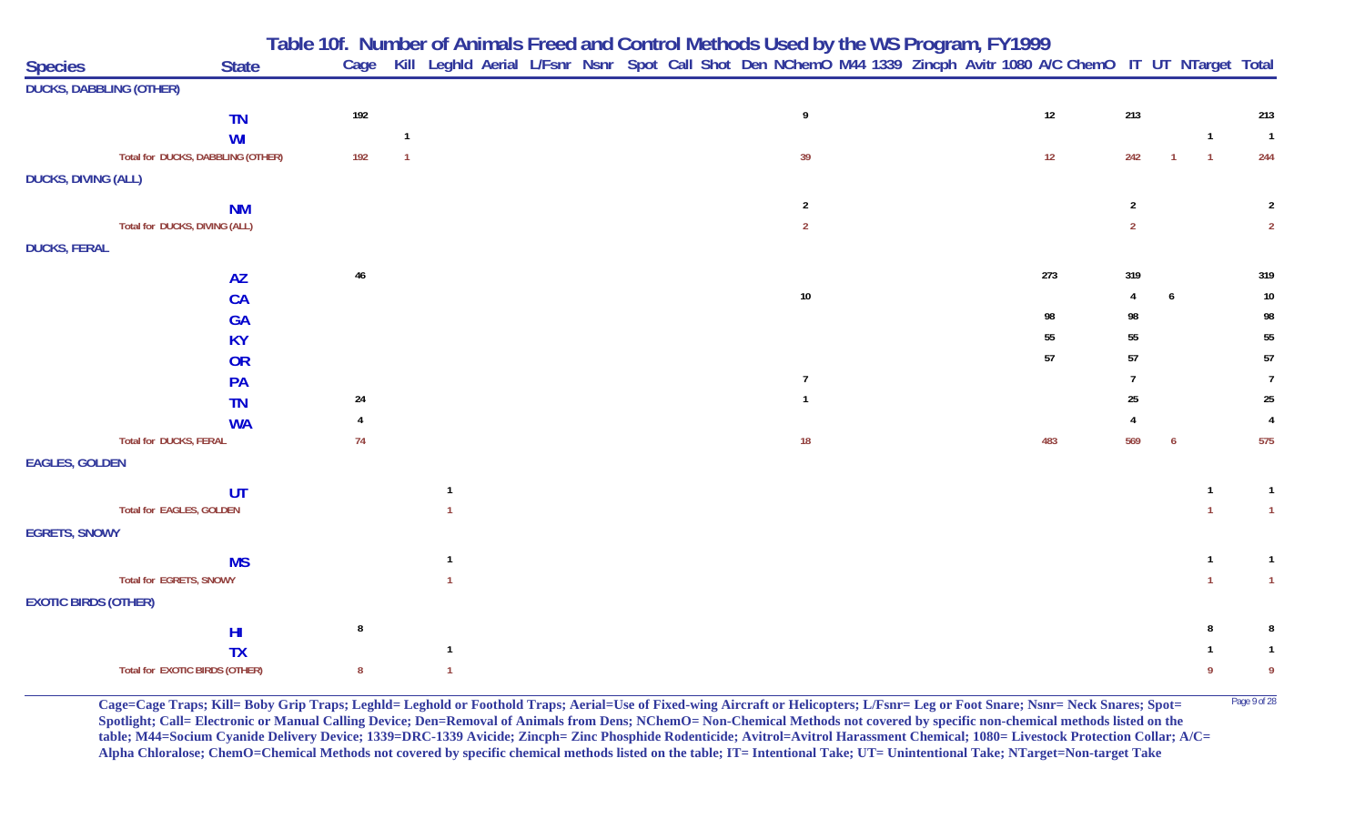## Table 10f. Number of Animals Freed and Control Methods Used by the WS Program, FY1999

| Species | State | Cage | Kill | Leghld | Aerial | L/Fsnr | Nsnr | Spot | Call | Shot | Den | NChemO | M44 | 1339 | Zincph | Avitr | 1080 | A/C | ChemO | IT | UT | NTarget | Total |
|---|---|---|---|---|---|---|---|---|---|---|---|---|---|---|---|---|---|---|---|---|---|---|---|
| **DUCKS, DABBLING (OTHER)** | | | | | | | | | | | | | | | | | | | | | | | |
| | TN | 192 | | | | | | | | | | 9 | | | | | | 12 | | 213 | | | 213 |
| | WI | | 1 | | | | | | | | | | | | | | | | | | | 1 | 1 |
| Total for DUCKS, DABBLING (OTHER) | | 192 | 1 | | | | | | | | | 39 | | | | | | 12 | | 242 | 1 | 1 | 244 |
| **DUCKS, DIVING (ALL)** | | | | | | | | | | | | | | | | | | | | | | | |
| | NM | | | | | | | | | | | 2 | | | | | | | | 2 | | | 2 |
| Total for DUCKS, DIVING (ALL) | | | | | | | | | | | | 2 | | | | | | | | 2 | | | 2 |
| **DUCKS, FERAL** | | | | | | | | | | | | | | | | | | | | | | | |
| | AZ | 46 | | | | | | | | | | | | | | | | 273 | | 319 | | | 319 |
| | CA | | | | | | | | | | | 10 | | | | | | | | 4 | 6 | | 10 |
| | GA | | | | | | | | | | | | | | | | | 98 | | 98 | | | 98 |
| | KY | | | | | | | | | | | | | | | | | 55 | | 55 | | | 55 |
| | OR | | | | | | | | | | | | | | | | | 57 | | 57 | | | 57 |
| | PA | | | | | | | | | | | 7 | | | | | | | | 7 | | | 7 |
| | TN | 24 | | | | | | | | | | 1 | | | | | | | | 25 | | | 25 |
| | WA | 4 | | | | | | | | | | | | | | | | | | 4 | | | 4 |
| Total for DUCKS, FERAL | | 74 | | | | | | | | | | 18 | | | | | | 483 | | 569 | 6 | | 575 |
| **EAGLES, GOLDEN** | | | | | | | | | | | | | | | | | | | | | | | |
| | UT | | | 1 | | | | | | | | | | | | | | | | | | 1 | 1 |
| Total for EAGLES, GOLDEN | | | | 1 | | | | | | | | | | | | | | | | | | 1 | 1 |
| **EGRETS, SNOWY** | | | | | | | | | | | | | | | | | | | | | | | |
| | MS | | | 1 | | | | | | | | | | | | | | | | | | 1 | 1 |
| Total for EGRETS, SNOWY | | | | 1 | | | | | | | | | | | | | | | | | | 1 | 1 |
| **EXOTIC BIRDS (OTHER)** | | | | | | | | | | | | | | | | | | | | | | | |
| | HI | 8 | | | | | | | | | | | | | | | | | | | | 8 | 8 |
| | TX | | | 1 | | | | | | | | | | | | | | | | | | 1 | 1 |
| Total for EXOTIC BIRDS (OTHER) | | 8 | | 1 | | | | | | | | | | | | | | | | | | 9 | 9 |

Cage=Cage Traps; Kill= Boby Grip Traps; Leghld= Leghold or Foothold Traps; Aerial=Use of Fixed-wing Aircraft or Helicopters; L/Fsnr= Leg or Foot Snare; Nsnr= Neck Snares; Spot= Spotlight; Call= Electronic or Manual Calling Device; Den=Removal of Animals from Dens; NChemO= Non-Chemical Methods not covered by specific non-chemical methods listed on the table; M44=Socium Cyanide Delivery Device; 1339=DRC-1339 Avicide; Zincph= Zinc Phosphide Rodenticide; Avitrol=Avitrol Harassment Chemical; 1080= Livestock Protection Collar; A/C= Alpha Chloralose; ChemO=Chemical Methods not covered by specific chemical methods listed on the table; IT= Intentional Take; UT= Unintentional Take; NTarget=Non-target Take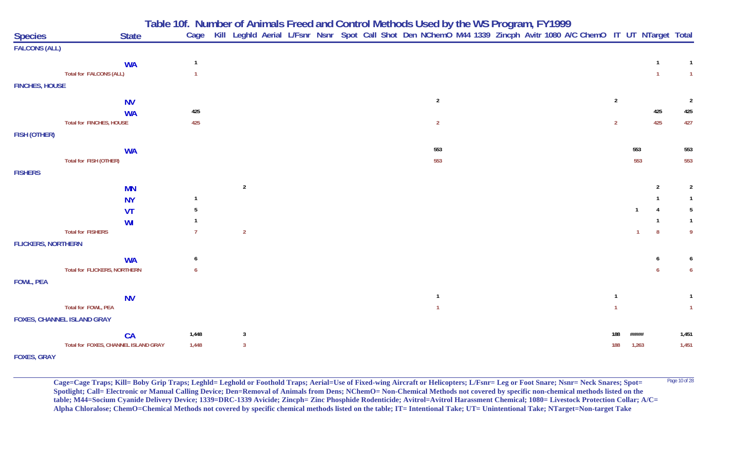# Table 10f. Number of Animals Freed and Control Methods Used by the WS Program, FY1999

| Species | State | Cage | Kill | Leghld | Aerial | L/Fsnr | Nsnr | Spot | Call | Shot | Den | NChemO | M44 | 1339 | Zincph | Avitr | 1080 | A/C | ChemO | IT | UT | NTarget | Total |
|---|---|---|---|---|---|---|---|---|---|---|---|---|---|---|---|---|---|---|---|---|---|---|---|
| **FALCONS (ALL)** | | | | | | | | | | | | | | | | | | | | | | | |
| | WA | 1 | | | | | | | | | | | | | | | | | | | | 1 | 1 |
| Total for FALCONS (ALL) | | 1 | | | | | | | | | | | | | | | | | | | | 1 | 1 |
| **FINCHES, HOUSE** | | | | | | | | | | | | | | | | | | | | | | | |
| | NV | | | | | | | | | | | 2 | | | | | | | | 2 | | | 2 |
| | WA | 425 | | | | | | | | | | | | | | | | | | | | 425 | 425 |
| Total for FINCHES, HOUSE | | 425 | | | | | | | | | | 2 | | | | | | | | 2 | | 425 | 427 |
| **FISH (OTHER)** | | | | | | | | | | | | | | | | | | | | | | | |
| | WA | | | | | | | | | | | 553 | | | | | | | | | 553 | | 553 |
| Total for FISH (OTHER) | | | | | | | | | | | | 553 | | | | | | | | | 553 | | 553 |
| **FISHERS** | | | | | | | | | | | | | | | | | | | | | | | |
| | MN | | | 2 | | | | | | | | | | | | | | | | | | 2 | 2 |
| | NY | 1 | | | | | | | | | | | | | | | | | | | | 1 | 1 |
| | VT | 5 | | | | | | | | | | | | | | | | | | | 1 | 4 | 5 |
| | WI | 1 | | | | | | | | | | | | | | | | | | | | 1 | 1 |
| Total for FISHERS | | 7 | | 2 | | | | | | | | | | | | | | | | | 1 | 8 | 9 |
| **FLICKERS, NORTHERN** | | | | | | | | | | | | | | | | | | | | | | | |
| | WA | 6 | | | | | | | | | | | | | | | | | | | | 6 | 6 |
| Total for FLICKERS, NORTHERN | | 6 | | | | | | | | | | | | | | | | | | | | 6 | 6 |
| **FOWL, PEA** | | | | | | | | | | | | | | | | | | | | | | | |
| | NV | | | | | | | | | | | 1 | | | | | | | | 1 | | | 1 |
| Total for FOWL, PEA | | | | | | | | | | | | 1 | | | | | | | | 1 | | | 1 |
| **FOXES, CHANNEL ISLAND GRAY** | | | | | | | | | | | | | | | | | | | | | | | |
| | CA | 1,448 | | 3 | | | | | | | | | | | | | | | | 188 | ###### | | 1,451 |
| Total for FOXES, CHANNEL ISLAND GRAY | | 1,448 | | 3 | | | | | | | | | | | | | | | | 188 | 1,263 | | 1,451 |
| **FOXES, GRAY** | | | | | | | | | | | | | | | | | | | | | | | |

**Cage=Cage Traps; Kill= Boby Grip Traps; Leghld= Leghold or Foothold Traps; Aerial=Use of Fixed-wing Aircraft or Helicopters; L/Fsnr= Leg or Foot Snare; Nsnr= Neck Snares; Spot= Spotlight; Call= Electronic or Manual Calling Device; Den=Removal of Animals from Dens; NChemO= Non-Chemical Methods not covered by specific non-chemical methods listed on the table; M44=Socium Cyanide Delivery Device; 1339=DRC-1339 Avicide; Zincph= Zinc Phosphide Rodenticide; Avitrol=Avitrol Harassment Chemical; 1080= Livestock Protection Collar; A/C= Alpha Chloralose; ChemO=Chemical Methods not covered by specific chemical methods listed on the table; IT= Intentional Take; UT= Unintentional Take; NTarget=Non-target Take**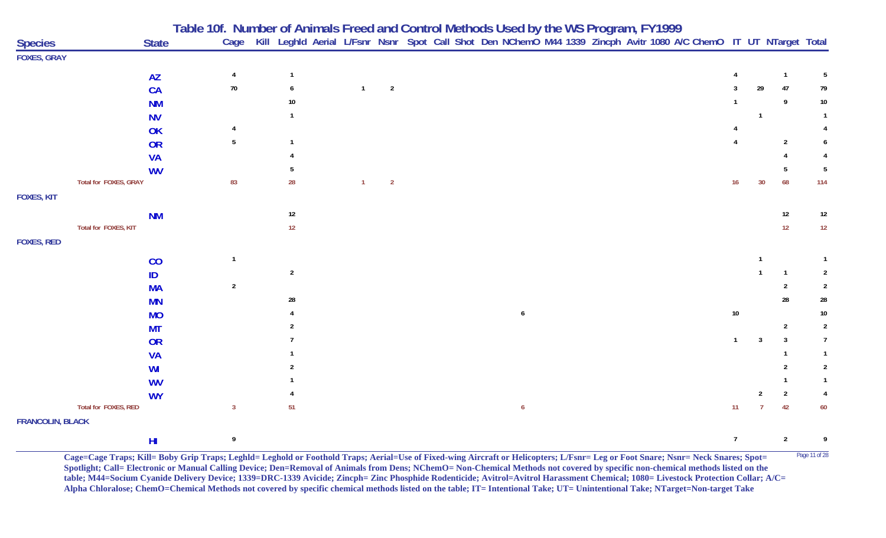# Table 10f. Number of Animals Freed and Control Methods Used by the WS Program, FY1999

| Species | State | Cage | Kill | LeghId | Aerial | L/Fsnr | Nsnr | Spot | Call | Shot | Den | NChemO | M44 | 1339 | Zincph | Avitr | 1080 | A/C | ChemO | IT | UT | NTarget | Total |
|---|---|---|---|---|---|---|---|---|---|---|---|---|---|---|---|---|---|---|---|---|---|---|---|
| FOXES, GRAY | | | | | | | | | | | | | | | | | | | | | | | |
| | AZ | 4 | | 1 | | | | | | | | | | | | | | | | 4 | | 1 | 5 |
| | CA | 70 | | 6 | | 1 | 2 | | | | | | | | | | | | | 3 | 29 | 47 | 79 |
| | NM | | | 10 | | | | | | | | | | | | | | | | 1 | | 9 | 10 |
| | NV | | | 1 | | | | | | | | | | | | | | | | | 1 | | 1 |
| | OK | 4 | | | | | | | | | | | | | | | | | | 4 | | | 4 |
| | OR | 5 | | 1 | | | | | | | | | | | | | | | | 4 | | 2 | 6 |
| | VA | | | 4 | | | | | | | | | | | | | | | | | | 4 | 4 |
| | WV | | | 5 | | | | | | | | | | | | | | | | | | 5 | 5 |
| Total for FOXES, GRAY | | 83 | | 28 | | 1 | 2 | | | | | | | | | | | | | 16 | 30 | 68 | 114 |
| FOXES, KIT | | | | | | | | | | | | | | | | | | | | | | | |
| | NM | | | 12 | | | | | | | | | | | | | | | | | | 12 | 12 |
| Total for FOXES, KIT | | | | 12 | | | | | | | | | | | | | | | | | | 12 | 12 |
| FOXES, RED | | | | | | | | | | | | | | | | | | | | | | | |
| | CO | 1 | | | | | | | | | | | | | | | | | | | 1 | | 1 |
| | ID | | | 2 | | | | | | | | | | | | | | | | | 1 | 1 | 2 |
| | MA | 2 | | | | | | | | | | | | | | | | | | | | 2 | 2 |
| | MN | | | 28 | | | | | | | | | | | | | | | | | | 28 | 28 |
| | MO | | | 4 | | | | | | | | 6 | | | | | | | | 10 | | | 10 |
| | MT | | | 2 | | | | | | | | | | | | | | | | | | 2 | 2 |
| | OR | | | 7 | | | | | | | | | | | | | | | | 1 | 3 | 3 | 7 |
| | VA | | | 1 | | | | | | | | | | | | | | | | | | 1 | 1 |
| | WI | | | 2 | | | | | | | | | | | | | | | | | | 2 | 2 |
| | WV | | | 1 | | | | | | | | | | | | | | | | | | 1 | 1 |
| | WY | | | 4 | | | | | | | | | | | | | | | | | 2 | 2 | 4 |
| Total for FOXES, RED | | 3 | | 51 | | | | | | | | 6 | | | | | | | | 11 | 7 | 42 | 60 |
| FRANCOLIN, BLACK | | | | | | | | | | | | | | | | | | | | | | | |
| | HI | 9 | | | | | | | | | | | | | | | | | | 7 | | 2 | 9 |

**Cage=Cage Traps; Kill= Boby Grip Traps; Leghld= Leghold or Foothold Traps; Aerial=Use of Fixed-wing Aircraft or Helicopters; L/Fsnr= Leg or Foot Snare; Nsnr= Neck Snares; Spot= Spotlight; Call= Electronic or Manual Calling Device; Den=Removal of Animals from Dens; NChemO= Non-Chemical Methods not covered by specific non-chemical methods listed on the table; M44=Socium Cyanide Delivery Device; 1339=DRC-1339 Avicide; Zincph= Zinc Phosphide Rodenticide; Avitrol=Avitrol Harassment Chemical; 1080= Livestock Protection Collar; A/C= Alpha Chloralose; ChemO=Chemical Methods not covered by specific chemical methods listed on the table; IT= Intentional Take; UT= Unintentional Take; NTarget=Non-target Take**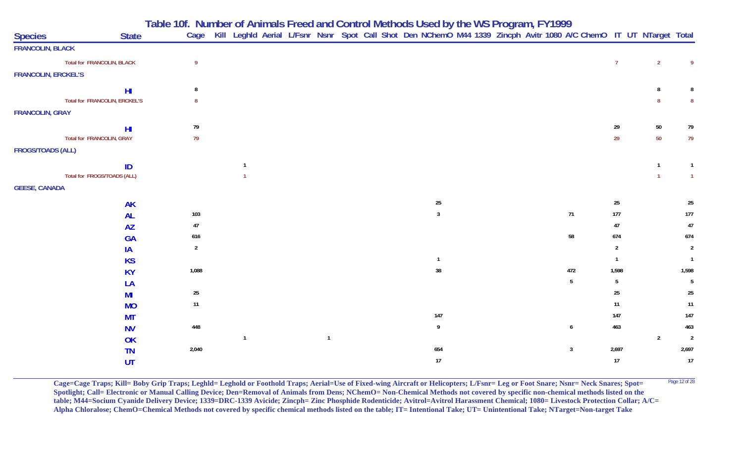# Table 10f. Number of Animals Freed and Control Methods Used by the WS Program, FY1999

| Species | State | Cage | Kill | Leghld | Aerial | L/Fsnr | Nsnr | Spot | Call | Shot | Den | NChemO | M44 | 1339 | Zincph | Avitr | 1080 | A/C | ChemO | IT | UT | NTarget | Total |
|---|---|---|---|---|---|---|---|---|---|---|---|---|---|---|---|---|---|---|---|---|---|---|---|
| FRANCOLIN, BLACK | | | | | | | | | | | | | | | | | | | | | | | |
| Total for FRANCOLIN, BLACK | | 9 | | | | | | | | | | | | | | | | | | 7 | | 2 | 9 |
| FRANCOLIN, ERCKEL'S | | | | | | | | | | | | | | | | | | | | | | | |
| | HI | 8 | | | | | | | | | | | | | | | | | | | | 8 | 8 |
| Total for FRANCOLIN, ERCKEL'S | | 8 | | | | | | | | | | | | | | | | | | | | 8 | 8 |
| FRANCOLIN, GRAY | | | | | | | | | | | | | | | | | | | | | | | |
| | HI | 79 | | | | | | | | | | | | | | | | | | 29 | | 50 | 79 |
| Total for FRANCOLIN, GRAY | | 79 | | | | | | | | | | | | | | | | | | 29 | | 50 | 79 |
| FROGS/TOADS (ALL) | | | | | | | | | | | | | | | | | | | | | | | |
| | ID | | | 1 | | | | | | | | | | | | | | | | | | 1 | 1 |
| Total for FROGS/TOADS (ALL) | | | | 1 | | | | | | | | | | | | | | | | | | 1 | 1 |
| GEESE, CANADA | | | | | | | | | | | | | | | | | | | | | | | |
| | AK | | | | | | | | | | | 25 | | | | | | | | 25 | | | 25 |
| | AL | 103 | | | | | | | | | | 3 | | | | | | 71 | | 177 | | | 177 |
| | AZ | 47 | | | | | | | | | | | | | | | | | | 47 | | | 47 |
| | GA | 616 | | | | | | | | | | | | | | | | 58 | | 674 | | | 674 |
| | IA | 2 | | | | | | | | | | | | | | | | | | 2 | | | 2 |
| | KS | | | | | | | | | | | 1 | | | | | | | | 1 | | | 1 |
| | KY | 1,088 | | | | | | | | | | 38 | | | | | | 472 | | 1,598 | | | 1,598 |
| | LA | | | | | | | | | | | | | | | | | 5 | | 5 | | | 5 |
| | MI | 25 | | | | | | | | | | | | | | | | | | 25 | | | 25 |
| | MO | 11 | | | | | | | | | | | | | | | | | | 11 | | | 11 |
| | MT | | | | | | | | | | | 147 | | | | | | | | 147 | | | 147 |
| | NV | 448 | | | | | | | | | | 9 | | | | | | 6 | | 463 | | | 463 |
| | OK | | | 1 | | | 1 | | | | | | | | | | | | | | | 2 | 2 |
| | TN | 2,040 | | | | | | | | | | 654 | | | | | | 3 | | 2,697 | | | 2,697 |
| | UT | | | | | | | | | | | 17 | | | | | | | | 17 | | | 17 |

**Cage=Cage Traps; Kill= Boby Grip Traps; Leghld= Leghold or Foothold Traps; Aerial=Use of Fixed-wing Aircraft or Helicopters; L/Fsnr= Leg or Foot Snare; Nsnr= Neck Snares; Spot= Spotlight; Call= Electronic or Manual Calling Device; Den=Removal of Animals from Dens; NChemO= Non-Chemical Methods not covered by specific non-chemical methods listed on the table; M44=Socium Cyanide Delivery Device; 1339=DRC-1339 Avicide; Zincph= Zinc Phosphide Rodenticide; Avitrol=Avitrol Harassment Chemical; 1080= Livestock Protection Collar; A/C= Alpha Chloralose; ChemO=Chemical Methods not covered by specific chemical methods listed on the table; IT= Intentional Take; UT= Unintentional Take; NTarget=Non-target Take**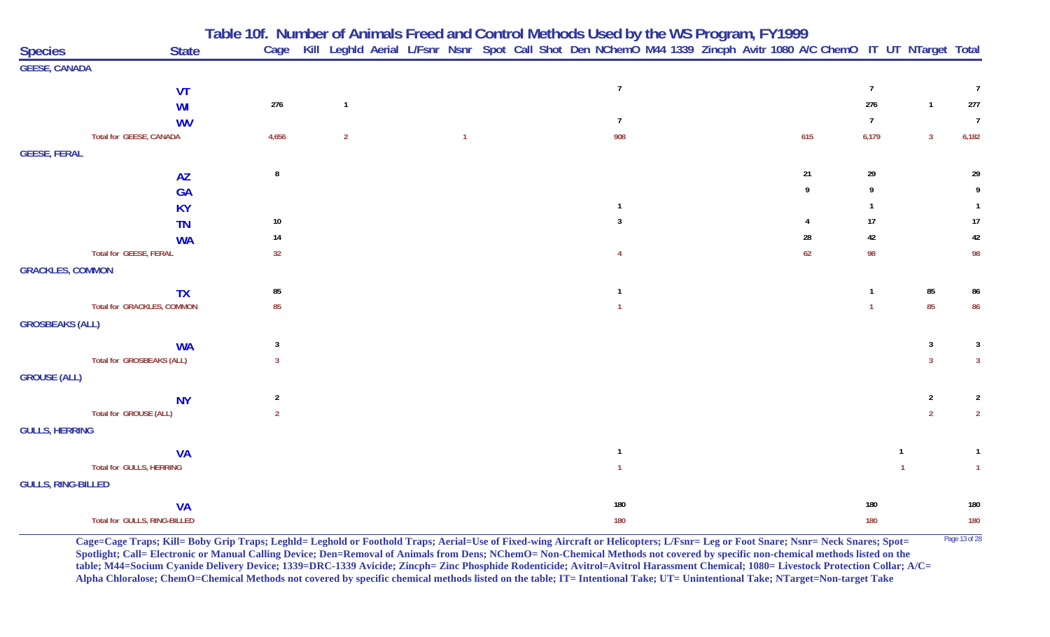# Table 10f. Number of Animals Freed and Control Methods Used by the WS Program, FY1999

| Species | State | Cage | Kill | LeghId | Aerial | L/Fsnr | Nsnr | Spot | Call | Shot | Den | NChemO | M44 | 1339 | Zincph | Avitr | 1080 | A/C | ChemO | IT | UT | NTarget | Total |
|---|---|---|---|---|---|---|---|---|---|---|---|---|---|---|---|---|---|---|---|---|---|---|---|
| **GEESE, CANADA** | | | | | | | | | | | | | | | | | | | | | | | |
| | VT | | | | | | | | | | | 7 | | | | | | | | 7 | | | 7 |
| | WI | 276 | | 1 | | | | | | | | | | | | | | | | 276 | | 1 | 277 |
| | WV | | | | | | | | | | | 7 | | | | | | | | 7 | | | 7 |
| Total for GEESE, CANADA | | 4,656 | | 2 | | | 1 | | | | | 908 | | | | | | 615 | | 6,179 | | 3 | 6,182 |
| **GEESE, FERAL** | | | | | | | | | | | | | | | | | | | | | | | |
| | AZ | 8 | | | | | | | | | | | | | | | | 21 | | 29 | | | 29 |
| | GA | | | | | | | | | | | | | | | | | 9 | | 9 | | | 9 |
| | KY | | | | | | | | | | | 1 | | | | | | | | 1 | | | 1 |
| | TN | 10 | | | | | | | | | | 3 | | | | | | 4 | | 17 | | | 17 |
| | WA | 14 | | | | | | | | | | | | | | | | 28 | | 42 | | | 42 |
| Total for GEESE, FERAL | | 32 | | | | | | | | | | 4 | | | | | | 62 | | 98 | | | 98 |
| **GRACKLES, COMMON** | | | | | | | | | | | | | | | | | | | | | | | |
| | TX | 85 | | | | | | | | | | 1 | | | | | | | | 1 | | 85 | 86 |
| Total for GRACKLES, COMMON | | 85 | | | | | | | | | | 1 | | | | | | | | 1 | | 85 | 86 |
| **GROSBEAKS (ALL)** | | | | | | | | | | | | | | | | | | | | | | | |
| | WA | 3 | | | | | | | | | | | | | | | | | | | | 3 | 3 |
| Total for GROSBEAKS (ALL) | | 3 | | | | | | | | | | | | | | | | | | | | 3 | 3 |
| **GROUSE (ALL)** | | | | | | | | | | | | | | | | | | | | | | | |
| | NY | 2 | | | | | | | | | | | | | | | | | | | | 2 | 2 |
| Total for GROUSE (ALL) | | 2 | | | | | | | | | | | | | | | | | | | | 2 | 2 |
| **GULLS, HERRING** | | | | | | | | | | | | | | | | | | | | | | | |
| | VA | | | | | | | | | | | 1 | | | | | | | | | 1 | | 1 |
| Total for GULLS, HERRING | | | | | | | | | | | | 1 | | | | | | | | | 1 | | 1 |
| **GULLS, RING-BILLED** | | | | | | | | | | | | | | | | | | | | | | | |
| | VA | | | | | | | | | | | 180 | | | | | | | | 180 | | | 180 |
| Total for GULLS, RING-BILLED | | | | | | | | | | | | 180 | | | | | | | | 180 | | | 180 |

**Cage=Cage Traps; Kill= Boby Grip Traps; Leghld= Leghold or Foothold Traps; Aerial=Use of Fixed-wing Aircraft or Helicopters; L/Fsnr= Leg or Foot Snare; Nsnr= Neck Snares; Spot= Spotlight; Call= Electronic or Manual Calling Device; Den=Removal of Animals from Dens; NChemO= Non-Chemical Methods not covered by specific non-chemical methods listed on the table; M44=Socium Cyanide Delivery Device; 1339=DRC-1339 Avicide; Zincph= Zinc Phosphide Rodenticide; Avitrol=Avitrol Harassment Chemical; 1080= Livestock Protection Collar; A/C= Alpha Chloralose; ChemO=Chemical Methods not covered by specific chemical methods listed on the table; IT= Intentional Take; UT= Unintentional Take; NTarget=Non-target Take**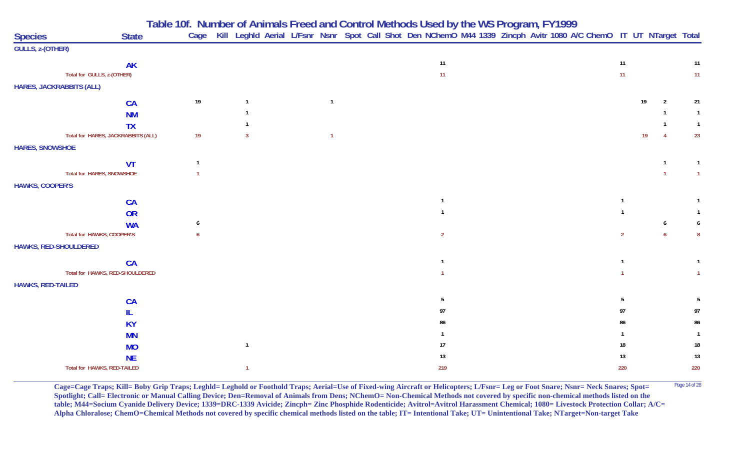## Table 10f. Number of Animals Freed and Control Methods Used by the WS Program, FY1999

| Species | State | Cage | Kill | Leghld | Aerial | L/Fsnr | Nsnr | Spot | Call | Shot | Den | NChemO | M44 | 1339 | Zincph | Avitr | 1080 | A/C | ChemO | IT | UT | NTarget | Total |
|---|---|---|---|---|---|---|---|---|---|---|---|---|---|---|---|---|---|---|---|---|---|---|---|
| **GULLS, z-(OTHER)** | | | | | | | | | | | | | | | | | | | | | | | |
| | AK | | | | | | | | | | | 11 | | | | | | | | 11 | | | 11 |
| Total for GULLS, z-(OTHER) | | | | | | | | | | | | 11 | | | | | | | | 11 | | | 11 |
| **HARES, JACKRABBITS (ALL)** | | | | | | | | | | | | | | | | | | | | | | | |
| | CA | 19 | | 1 | | | 1 | | | | | | | | | | | | | | 19 | 2 | 21 |
| | NM | | | 1 | | | | | | | | | | | | | | | | | | 1 | 1 |
| | TX | | | 1 | | | | | | | | | | | | | | | | | | 1 | 1 |
| Total for HARES, JACKRABBITS (ALL) | | 19 | | 3 | | | 1 | | | | | | | | | | | | | | 19 | 4 | 23 |
| **HARES, SNOWSHOE** | | | | | | | | | | | | | | | | | | | | | | | |
| | VT | 1 | | | | | | | | | | | | | | | | | | | | 1 | 1 |
| Total for HARES, SNOWSHOE | | 1 | | | | | | | | | | | | | | | | | | | | 1 | 1 |
| **HAWKS, COOPER'S** | | | | | | | | | | | | | | | | | | | | | | | |
| | CA | | | | | | | | | | | 1 | | | | | | | | 1 | | | 1 |
| | OR | | | | | | | | | | | 1 | | | | | | | | 1 | | | 1 |
| | WA | 6 | | | | | | | | | | | | | | | | | | | | 6 | 6 |
| Total for HAWKS, COOPER'S | | 6 | | | | | | | | | | 2 | | | | | | | | 2 | | 6 | 8 |
| **HAWKS, RED-SHOULDERED** | | | | | | | | | | | | | | | | | | | | | | | |
| | CA | | | | | | | | | | | 1 | | | | | | | | 1 | | | 1 |
| Total for HAWKS, RED-SHOULDERED | | | | | | | | | | | | 1 | | | | | | | | 1 | | | 1 |
| **HAWKS, RED-TAILED** | | | | | | | | | | | | | | | | | | | | | | | |
| | CA | | | | | | | | | | | 5 | | | | | | | | 5 | | | 5 |
| | IL | | | | | | | | | | | 97 | | | | | | | | 97 | | | 97 |
| | KY | | | | | | | | | | | 86 | | | | | | | | 86 | | | 86 |
| | MN | | | | | | | | | | | 1 | | | | | | | | 1 | | | 1 |
| | MO | | | 1 | | | | | | | | 17 | | | | | | | | 18 | | | 18 |
| | NE | | | | | | | | | | | 13 | | | | | | | | 13 | | | 13 |
| Total for HAWKS, RED-TAILED | | | | 1 | | | | | | | | 219 | | | | | | | | 220 | | | 220 |

**Cage=Cage Traps; Kill= Boby Grip Traps; Leghld= Leghold or Foothold Traps; Aerial=Use of Fixed-wing Aircraft or Helicopters; L/Fsnr= Leg or Foot Snare; Nsnr= Neck Snares; Spot= Spotlight; Call= Electronic or Manual Calling Device; Den=Removal of Animals from Dens; NChemO= Non-Chemical Methods not covered by specific non-chemical methods listed on the table; M44=Socium Cyanide Delivery Device; 1339=DRC-1339 Avicide; Zincph= Zinc Phosphide Rodenticide; Avitrol=Avitrol Harassment Chemical; 1080= Livestock Protection Collar; A/C= Alpha Chloralose; ChemO=Chemical Methods not covered by specific chemical methods listed on the table; IT= Intentional Take; UT= Unintentional Take; NTarget=Non-target Take**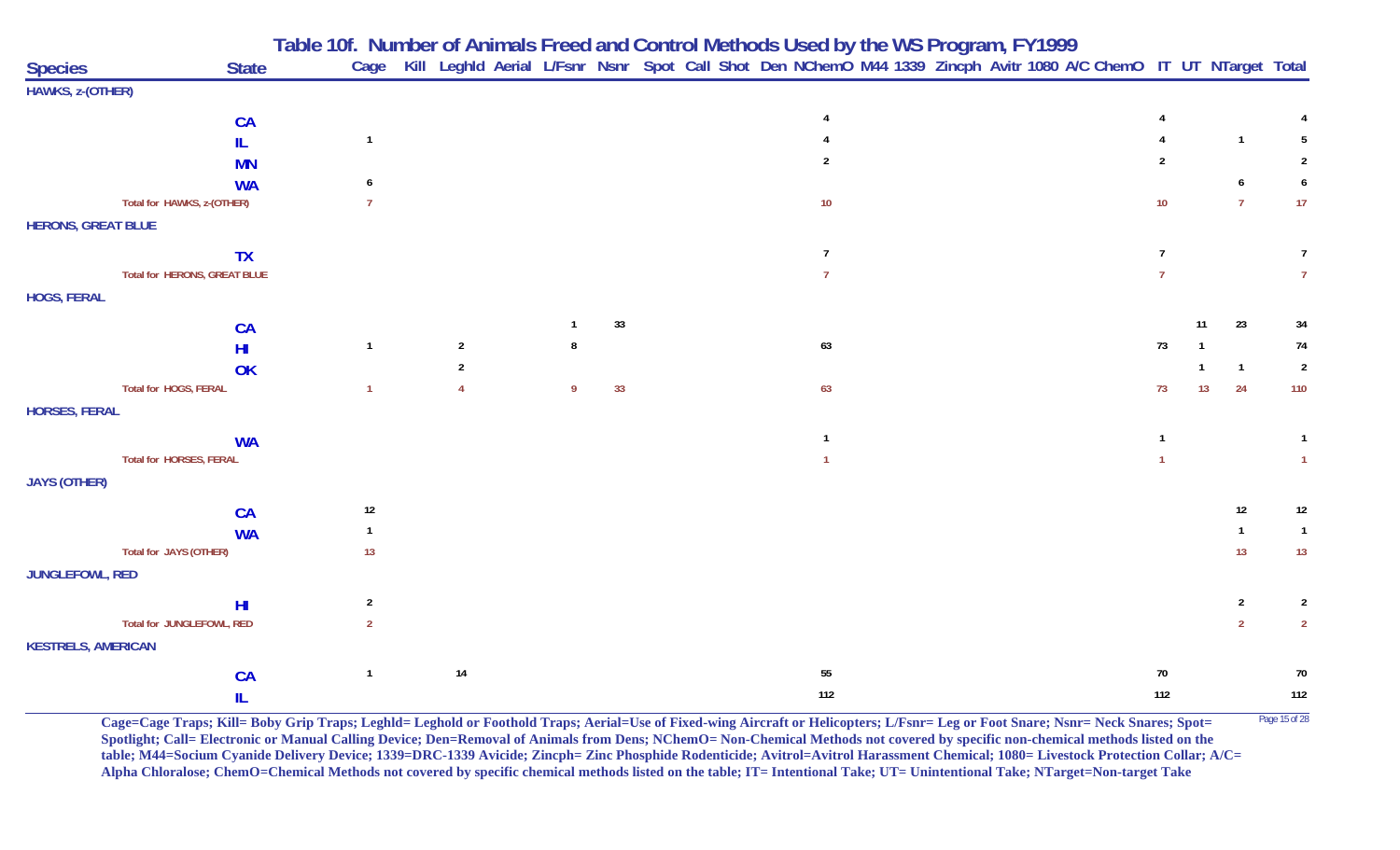# Table 10f. Number of Animals Freed and Control Methods Used by the WS Program, FY1999

| Species | State | Cage | Kill | Leghld | Aerial | L/Fsnr | Nsnr | Spot | Call | Shot | Den | NChemO | M44 | 1339 | Zincph | Avitr | 1080 | A/C | ChemO | IT | UT | NTarget | Total |
|---|---|---|---|---|---|---|---|---|---|---|---|---|---|---|---|---|---|---|---|---|---|---|---|
| **HAWKS, z-(OTHER)** | | | | | | | | | | | | | | | | | | | | | | | |
| | CA | | | | | | | | | | | 4 | | | | | | | | 4 | | | 4 |
| | IL | 1 | | | | | | | | | | 4 | | | | | | | | 4 | | 1 | 5 |
| | MN | | | | | | | | | | | 2 | | | | | | | | 2 | | | 2 |
| | WA | 6 | | | | | | | | | | | | | | | | | | | | 6 | 6 |
| Total for HAWKS, z-(OTHER) | | 7 | | | | | | | | | | 10 | | | | | | | | 10 | | 7 | 17 |
| **HERONS, GREAT BLUE** | | | | | | | | | | | | | | | | | | | | | | | |
| | TX | | | | | | | | | | | 7 | | | | | | | | 7 | | | 7 |
| Total for HERONS, GREAT BLUE | | | | | | | | | | | | 7 | | | | | | | | 7 | | | 7 |
| **HOGS, FERAL** | | | | | | | | | | | | | | | | | | | | | | | |
| | CA | | | | | 1 | 33 | | | | | | | | | | | | | | 11 | 23 | 34 |
| | HI | 1 | | 2 | | 8 | | | | | | 63 | | | | | | | | 73 | 1 | | 74 |
| | OK | | | 2 | | | | | | | | | | | | | | | | | 1 | 1 | 2 |
| Total for HOGS, FERAL | | 1 | | 4 | | 9 | 33 | | | | | 63 | | | | | | | | 73 | 13 | 24 | 110 |
| **HORSES, FERAL** | | | | | | | | | | | | | | | | | | | | | | | |
| | WA | | | | | | | | | | | 1 | | | | | | | | 1 | | | 1 |
| Total for HORSES, FERAL | | | | | | | | | | | | 1 | | | | | | | | 1 | | | 1 |
| **JAYS (OTHER)** | | | | | | | | | | | | | | | | | | | | | | | |
| | CA | 12 | | | | | | | | | | | | | | | | | | | | 12 | 12 |
| | WA | 1 | | | | | | | | | | | | | | | | | | | | 1 | 1 |
| Total for JAYS (OTHER) | | 13 | | | | | | | | | | | | | | | | | | | | 13 | 13 |
| **JUNGLEFOWL, RED** | | | | | | | | | | | | | | | | | | | | | | | |
| | HI | 2 | | | | | | | | | | | | | | | | | | | | 2 | 2 |
| Total for JUNGLEFOWL, RED | | 2 | | | | | | | | | | | | | | | | | | | | 2 | 2 |
| **KESTRELS, AMERICAN** | | | | | | | | | | | | | | | | | | | | | | | |
| | CA | 1 | | 14 | | | | | | | | 55 | | | | | | | | 70 | | | 70 |
| | IL | | | | | | | | | | | 112 | | | | | | | | 112 | | | 112 |

**Cage=Cage Traps; Kill= Boby Grip Traps; Leghld= Leghold or Foothold Traps; Aerial=Use of Fixed-wing Aircraft or Helicopters; L/Fsnr= Leg or Foot Snare; Nsnr= Neck Snares; Spot= Spotlight; Call= Electronic or Manual Calling Device; Den=Removal of Animals from Dens; NChemO= Non-Chemical Methods not covered by specific non-chemical methods listed on the table; M44=Socium Cyanide Delivery Device; 1339=DRC-1339 Avicide; Zincph= Zinc Phosphide Rodenticide; Avitrol=Avitrol Harassment Chemical; 1080= Livestock Protection Collar; A/C= Alpha Chloralose; ChemO=Chemical Methods not covered by specific chemical methods listed on the table; IT= Intentional Take; UT= Unintentional Take; NTarget=Non-target Take**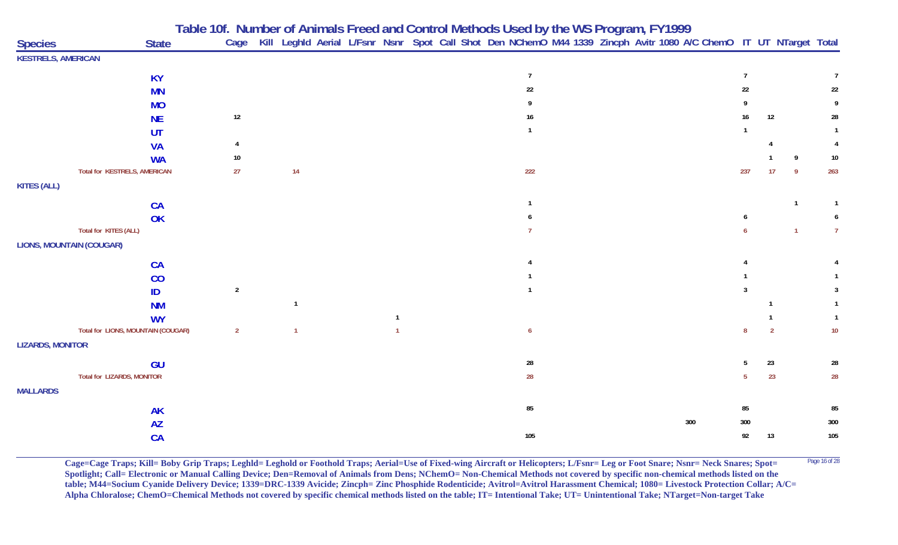# Table 10f. Number of Animals Freed and Control Methods Used by the WS Program, FY1999

| Species | State | Cage | Kill | Leghld | Aerial | L/Fsnr | Nsnr | Spot | Call | Shot | Den | NChemO | M44 | 1339 | Zincph | Avitr | 1080 | A/C | ChemO | IT | UT | NTarget | Total |
|---|---|---|---|---|---|---|---|---|---|---|---|---|---|---|---|---|---|---|---|---|---|---|---|
| **KESTRELS, AMERICAN** | | | | | | | | | | | | | | | | | | | | | | | |
| | KY | | | | | | | | | | | 7 | | | | | | | | 7 | | | 7 |
| | MN | | | | | | | | | | | 22 | | | | | | | | 22 | | | 22 |
| | MO | | | | | | | | | | | 9 | | | | | | | | 9 | | | 9 |
| | NE | 12 | | | | | | | | | | 16 | | | | | | | | 16 | 12 | | 28 |
| | UT | | | | | | | | | | | 1 | | | | | | | | 1 | | | 1 |
| | VA | 4 | | | | | | | | | | | | | | | | | | | 4 | | 4 |
| | WA | 10 | | | | | | | | | | | | | | | | | | | 1 | 9 | 10 |
| Total for KESTRELS, AMERICAN | | 27 | | 14 | | | | | | | | 222 | | | | | | | | 237 | 17 | 9 | 263 |
| **KITES (ALL)** | | | | | | | | | | | | | | | | | | | | | | | |
| | CA | | | | | | | | | | | 1 | | | | | | | | | | 1 | 1 |
| | OK | | | | | | | | | | | 6 | | | | | | | | 6 | | | 6 |
| Total for KITES (ALL) | | | | | | | | | | | | 7 | | | | | | | | 6 | | 1 | 7 |
| **LIONS, MOUNTAIN (COUGAR)** | | | | | | | | | | | | | | | | | | | | | | | |
| | CA | | | | | | | | | | | 4 | | | | | | | | 4 | | | 4 |
| | CO | | | | | | | | | | | 1 | | | | | | | | 1 | | | 1 |
| | ID | 2 | | | | | | | | | | 1 | | | | | | | | 3 | | | 3 |
| | NM | | | 1 | | | | | | | | | | | | | | | | | 1 | | 1 |
| | WY | | | | | | 1 | | | | | | | | | | | | | | 1 | | 1 |
| Total for LIONS, MOUNTAIN (COUGAR) | | 2 | | 1 | | | 1 | | | | | 6 | | | | | | | | 8 | 2 | | 10 |
| **LIZARDS, MONITOR** | | | | | | | | | | | | | | | | | | | | | | | |
| | GU | | | | | | | | | | | 28 | | | | | | | | 5 | 23 | | 28 |
| Total for LIZARDS, MONITOR | | | | | | | | | | | | 28 | | | | | | | | 5 | 23 | | 28 |
| **MALLARDS** | | | | | | | | | | | | | | | | | | | | | | | |
| | AK | | | | | | | | | | | 85 | | | | | | | | 85 | | | 85 |
| | AZ | | | | | | | | | | | | | | | | | 300 | | 300 | | | 300 |
| | CA | | | | | | | | | | | 105 | | | | | | | | 92 | 13 | | 105 |

**Cage=Cage Traps; Kill= Boby Grip Traps; Leghld= Leghold or Foothold Traps; Aerial=Use of Fixed-wing Aircraft or Helicopters; L/Fsnr= Leg or Foot Snare; Nsnr= Neck Snares; Spot= Spotlight; Call= Electronic or Manual Calling Device; Den=Removal of Animals from Dens; NChemO= Non-Chemical Methods not covered by specific non-chemical methods listed on the table; M44=Socium Cyanide Delivery Device; 1339=DRC-1339 Avicide; Zincph= Zinc Phosphide Rodenticide; Avitrol=Avitrol Harassment Chemical; 1080= Livestock Protection Collar; A/C= Alpha Chloralose; ChemO=Chemical Methods not covered by specific chemical methods listed on the table; IT= Intentional Take; UT= Unintentional Take; NTarget=Non-target Take**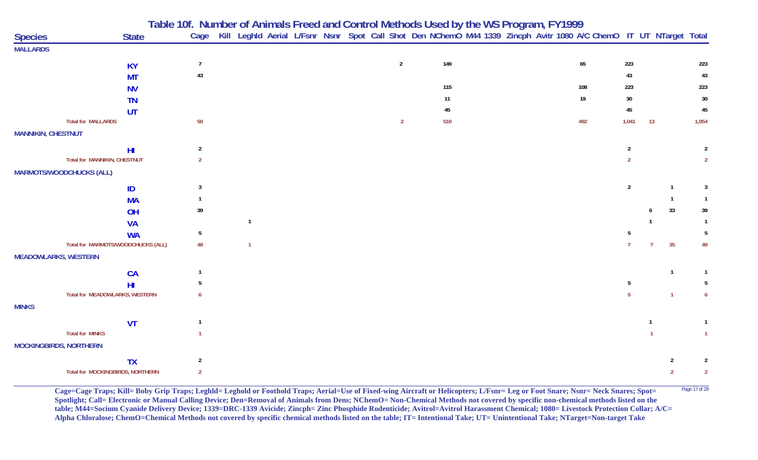## Table 10f. Number of Animals Freed and Control Methods Used by the WS Program, FY1999

| Species | State | Cage | Kill | LeghId | Aerial | L/Fsnr | Nsnr | Spot | Call | Shot | Den | NChemO | M44 | 1339 | Zincph | Avitr | 1080 | A/C | ChemO | IT | UT | NTarget | Total |
|---|---|---|---|---|---|---|---|---|---|---|---|---|---|---|---|---|---|---|---|---|---|---|---|
| **MALLARDS** | | | | | | | | | | | | | | | | | | | | | | | |
| | KY | 7 | | | | | | | | 2 | | 149 | | | | | | 65 | | 223 | | | 223 |
| | MT | 43 | | | | | | | | | | | | | | | | | | 43 | | | 43 |
| | NV | | | | | | | | | | | 115 | | | | | | 108 | | 223 | | | 223 |
| | TN | | | | | | | | | | | 11 | | | | | | 19 | | 30 | | | 30 |
| | UT | | | | | | | | | | | 45 | | | | | | | | 45 | | | 45 |
| Total for MALLARDS | | 50 | | | | | | | | 2 | | 510 | | | | | | 492 | | 1,041 | 13 | | 1,054 |
| **MANNIKIN, CHESTNUT** | | | | | | | | | | | | | | | | | | | | | | | |
| | HI | 2 | | | | | | | | | | | | | | | | | | 2 | | | 2 |
| Total for MANNIKIN, CHESTNUT | | 2 | | | | | | | | | | | | | | | | | | 2 | | | 2 |
| **MARMOTS/WOODCHUCKS (ALL)** | | | | | | | | | | | | | | | | | | | | | | | |
| | ID | 3 | | | | | | | | | | | | | | | | | | 2 | | 1 | 3 |
| | MA | 1 | | | | | | | | | | | | | | | | | | | | 1 | 1 |
| | OH | 39 | | | | | | | | | | | | | | | | | | | 6 | 33 | 39 |
| | VA | | | 1 | | | | | | | | | | | | | | | | | 1 | | 1 |
| | WA | 5 | | | | | | | | | | | | | | | | | | 5 | | | 5 |
| Total for MARMOTS/WOODCHUCKS (ALL) | | 48 | | 1 | | | | | | | | | | | | | | | | 7 | 7 | 35 | 49 |
| **MEADOWLARKS, WESTERN** | | | | | | | | | | | | | | | | | | | | | | | |
| | CA | 1 | | | | | | | | | | | | | | | | | | | | 1 | 1 |
| | HI | 5 | | | | | | | | | | | | | | | | | | 5 | | | 5 |
| Total for MEADOWLARKS, WESTERN | | 6 | | | | | | | | | | | | | | | | | | 5 | | 1 | 6 |
| **MINKS** | | | | | | | | | | | | | | | | | | | | | | | |
| | VT | 1 | | | | | | | | | | | | | | | | | | | 1 | | 1 |
| Total for MINKS | | 1 | | | | | | | | | | | | | | | | | | | 1 | | 1 |
| **MOCKINGBIRDS, NORTHERN** | | | | | | | | | | | | | | | | | | | | | | | |
| | TX | 2 | | | | | | | | | | | | | | | | | | | | 2 | 2 |
| Total for MOCKINGBIRDS, NORTHERN | | 2 | | | | | | | | | | | | | | | | | | | | 2 | 2 |

**Cage=Cage Traps; Kill= Boby Grip Traps; Leghld= Leghold or Foothold Traps; Aerial=Use of Fixed-wing Aircraft or Helicopters; L/Fsnr= Leg or Foot Snare; Nsnr= Neck Snares; Spot= Spotlight; Call= Electronic or Manual Calling Device; Den=Removal of Animals from Dens; NChemO= Non-Chemical Methods not covered by specific non-chemical methods listed on the table; M44=Socium Cyanide Delivery Device; 1339=DRC-1339 Avicide; Zincph= Zinc Phosphide Rodenticide; Avitrol=Avitrol Harassment Chemical; 1080= Livestock Protection Collar; A/C= Alpha Chloralose; ChemO=Chemical Methods not covered by specific chemical methods listed on the table; IT= Intentional Take; UT= Unintentional Take; NTarget=Non-target Take**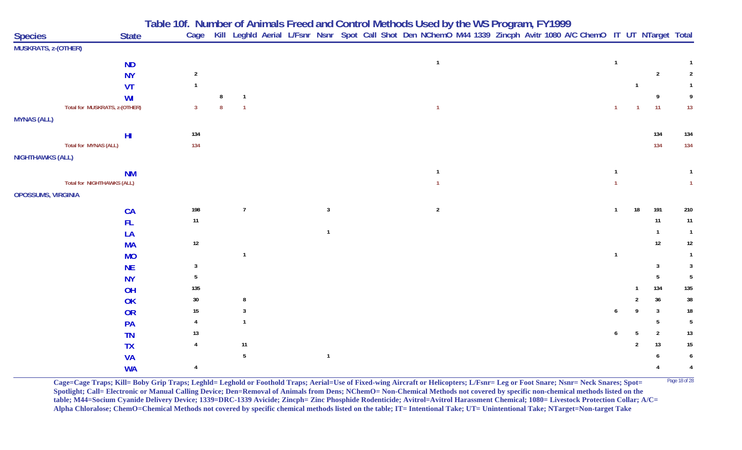## Table 10f. Number of Animals Freed and Control Methods Used by the WS Program, FY1999

| Species | State | Cage | Kill | LeghId | Aerial | L/Fsnr | Nsnr | Spot | Call | Shot | Den | NChemO | M44 | 1339 | Zincph | Avitr | 1080 | A/C | ChemO | IT | UT | NTarget | Total |
|---|---|---|---|---|---|---|---|---|---|---|---|---|---|---|---|---|---|---|---|---|---|---|---|
| **MUSKRATS, z-(OTHER)** | | | | | | | | | | | | | | | | | | | | | | | |
| | ND | | | | | | | | | | | 1 | | | | | | | | 1 | | | 1 |
| | NY | 2 | | | | | | | | | | | | | | | | | | | | 2 | 2 |
| | VT | 1 | | | | | | | | | | | | | | | | | | | 1 | | 1 |
| | WI | | 8 | 1 | | | | | | | | | | | | | | | | | | 9 | 9 |
| Total for MUSKRATS, z-(OTHER) | | 3 | 8 | 1 | | | | | | | | 1 | | | | | | | | 1 | 1 | 11 | 13 |
| **MYNAS (ALL)** | | | | | | | | | | | | | | | | | | | | | | | |
| | HI | 134 | | | | | | | | | | | | | | | | | | | | 134 | 134 |
| Total for MYNAS (ALL) | | 134 | | | | | | | | | | | | | | | | | | | | 134 | 134 |
| **NIGHTHAWKS (ALL)** | | | | | | | | | | | | | | | | | | | | | | | |
| | NM | | | | | | | | | | | 1 | | | | | | | | 1 | | | 1 |
| Total for NIGHTHAWKS (ALL) | | | | | | | | | | | | 1 | | | | | | | | 1 | | | 1 |
| **OPOSSUMS, VIRGINIA** | | | | | | | | | | | | | | | | | | | | | | | |
| | CA | 198 | | 7 | | | 3 | | | | | 2 | | | | | | | | 1 | 18 | 191 | 210 |
| | FL | 11 | | | | | | | | | | | | | | | | | | | | 11 | 11 |
| | LA | | | | | | 1 | | | | | | | | | | | | | | | 1 | 1 |
| | MA | 12 | | | | | | | | | | | | | | | | | | | | 12 | 12 |
| | MO | | | 1 | | | | | | | | | | | | | | | | 1 | | | 1 |
| | NE | 3 | | | | | | | | | | | | | | | | | | | | 3 | 3 |
| | NY | 5 | | | | | | | | | | | | | | | | | | | | 5 | 5 |
| | OH | 135 | | | | | | | | | | | | | | | | | | | 1 | 134 | 135 |
| | OK | 30 | | 8 | | | | | | | | | | | | | | | | | 2 | 36 | 38 |
| | OR | 15 | | 3 | | | | | | | | | | | | | | | | 6 | 9 | 3 | 18 |
| | PA | 4 | | 1 | | | | | | | | | | | | | | | | | | 5 | 5 |
| | TN | 13 | | | | | | | | | | | | | | | | | | 6 | 5 | 2 | 13 |
| | TX | 4 | | 11 | | | | | | | | | | | | | | | | | 2 | 13 | 15 |
| | VA | | | 5 | | | 1 | | | | | | | | | | | | | | | 6 | 6 |
| | WA | 4 | | | | | | | | | | | | | | | | | | | | 4 | 4 |

**Cage=Cage Traps; Kill= Boby Grip Traps; Leghld= Leghold or Foothold Traps; Aerial=Use of Fixed-wing Aircraft or Helicopters; L/Fsnr= Leg or Foot Snare; Nsnr= Neck Snares; Spot= Spotlight; Call= Electronic or Manual Calling Device; Den=Removal of Animals from Dens; NChemO= Non-Chemical Methods not covered by specific non-chemical methods listed on the table; M44=Socium Cyanide Delivery Device; 1339=DRC-1339 Avicide; Zincph= Zinc Phosphide Rodenticide; Avitrol=Avitrol Harassment Chemical; 1080= Livestock Protection Collar; A/C= Alpha Chloralose; ChemO=Chemical Methods not covered by specific chemical methods listed on the table; IT= Intentional Take; UT= Unintentional Take; NTarget=Non-target Take**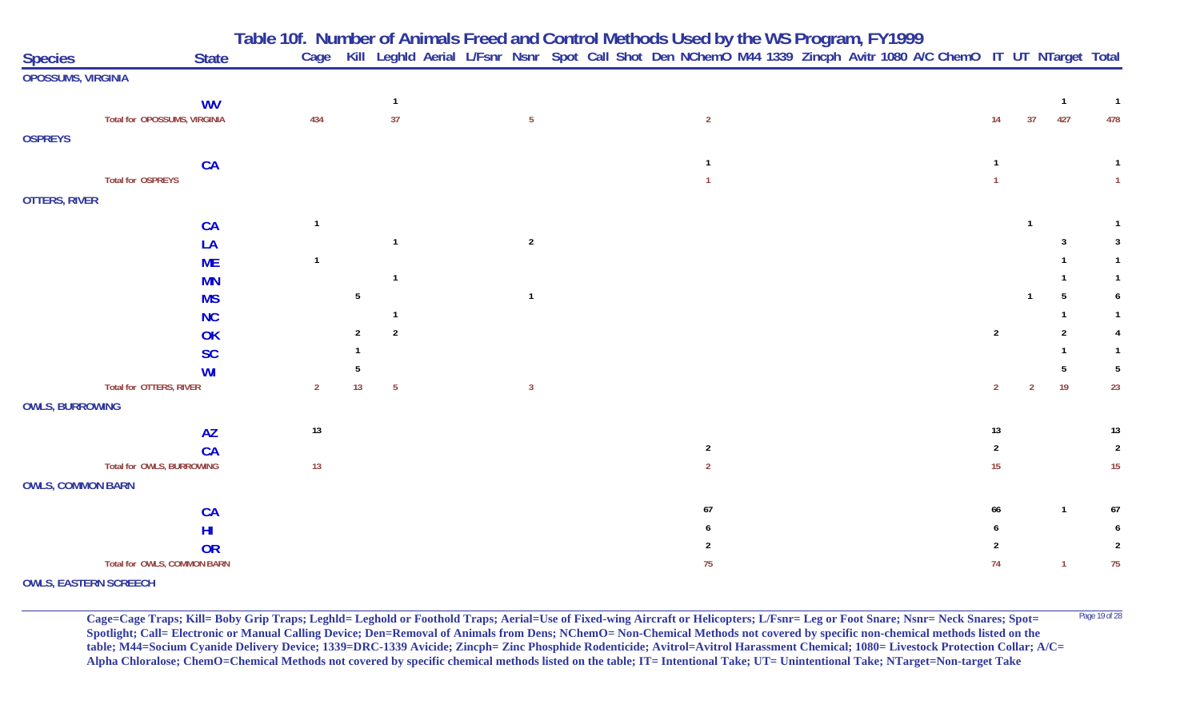# Table 10f. Number of Animals Freed and Control Methods Used by the WS Program, FY1999

| Species | State | Cage | Kill | Leghld | Aerial | L/Fsnr | Nsnr | Spot | Call | Shot | Den | NChemO | M44 | 1339 | Zincph | Avitr | 1080 | A/C | ChemO | IT | UT | NTarget | Total |
|---|---|---|---|---|---|---|---|---|---|---|---|---|---|---|---|---|---|---|---|---|---|---|---|
| **OPOSSUMS, VIRGINIA** | | | | | | | | | | | | | | | | | | | | | | | |
| | **WV** | | | 1 | | | | | | | | | | | | | | | | | | 1 | 1 |
| Total for OPOSSUMS, VIRGINIA | | 434 | | 37 | | | 5 | | | | | 2 | | | | | | | | 14 | 37 | 427 | 478 |
| **OSPREYS** | | | | | | | | | | | | | | | | | | | | | | | |
| | **CA** | | | | | | | | | | | 1 | | | | | | | | 1 | | | 1 |
| Total for OSPREYS | | | | | | | | | | | | 1 | | | | | | | | 1 | | | 1 |
| **OTTERS, RIVER** | | | | | | | | | | | | | | | | | | | | | | | |
| | **CA** | 1 | | | | | | | | | | | | | | | | | | | 1 | | 1 |
| | **LA** | | | 1 | | | 2 | | | | | | | | | | | | | | | 3 | 3 |
| | **ME** | 1 | | | | | | | | | | | | | | | | | | | | 1 | 1 |
| | **MN** | | | 1 | | | | | | | | | | | | | | | | | | 1 | 1 |
| | **MS** | | 5 | | | | 1 | | | | | | | | | | | | | | 1 | 5 | 6 |
| | **NC** | | | 1 | | | | | | | | | | | | | | | | | | 1 | 1 |
| | **OK** | | 2 | 2 | | | | | | | | | | | | | | | | 2 | | 2 | 4 |
| | **SC** | | 1 | | | | | | | | | | | | | | | | | | | 1 | 1 |
| | **WI** | | 5 | | | | | | | | | | | | | | | | | | | 5 | 5 |
| Total for OTTERS, RIVER | | 2 | 13 | 5 | | | 3 | | | | | | | | | | | | | 2 | 2 | 19 | 23 |
| **OWLS, BURROWING** | | | | | | | | | | | | | | | | | | | | | | | |
| | **AZ** | 13 | | | | | | | | | | | | | | | | | | 13 | | | 13 |
| | **CA** | | | | | | | | | | | 2 | | | | | | | | 2 | | | 2 |
| Total for OWLS, BURROWING | | 13 | | | | | | | | | | 2 | | | | | | | | 15 | | | 15 |
| **OWLS, COMMON BARN** | | | | | | | | | | | | | | | | | | | | | | | |
| | **CA** | | | | | | | | | | | 67 | | | | | | | | 66 | | 1 | 67 |
| | **HI** | | | | | | | | | | | 6 | | | | | | | | 6 | | | 6 |
| | **OR** | | | | | | | | | | | 2 | | | | | | | | 2 | | | 2 |
| Total for OWLS, COMMON BARN | | | | | | | | | | | | 75 | | | | | | | | 74 | | 1 | 75 |
| **OWLS, EASTERN SCREECH** | | | | | | | | | | | | | | | | | | | | | | | |

**Cage=Cage Traps; Kill= Boby Grip Traps; Leghld= Leghold or Foothold Traps; Aerial=Use of Fixed-wing Aircraft or Helicopters; L/Fsnr= Leg or Foot Snare; Nsnr= Neck Snares; Spot= Spotlight; Call= Electronic or Manual Calling Device; Den=Removal of Animals from Dens; NChemO= Non-Chemical Methods not covered by specific non-chemical methods listed on the table; M44=Socium Cyanide Delivery Device; 1339=DRC-1339 Avicide; Zincph= Zinc Phosphide Rodenticide; Avitrol=Avitrol Harassment Chemical; 1080= Livestock Protection Collar; A/C= Alpha Chloralose; ChemO=Chemical Methods not covered by specific chemical methods listed on the table; IT= Intentional Take; UT= Unintentional Take; NTarget=Non-target Take**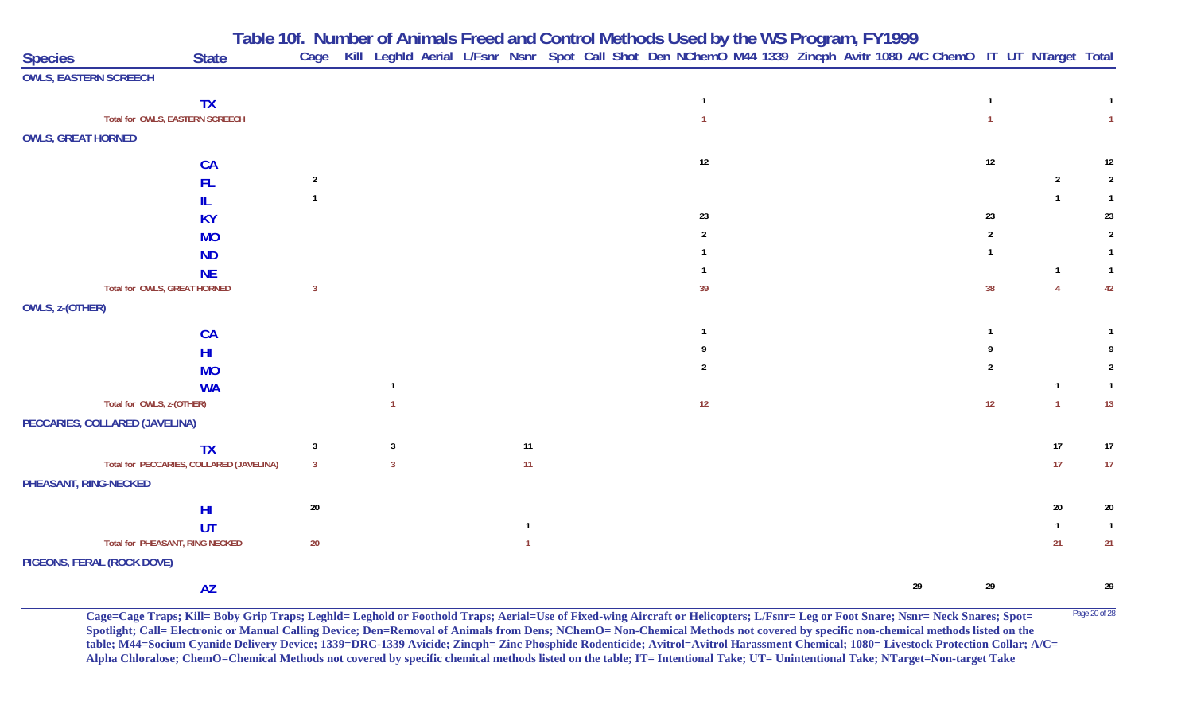# Table 10f. Number of Animals Freed and Control Methods Used by the WS Program, FY1999

| Species | State | Cage | Kill | LeghId | Aerial | L/Fsnr | Nsnr | Spot | Call | Shot | Den | NChemO | M44 | 1339 | Zincph | Avitr | 1080 | A/C | ChemO | IT | UT | NTarget | Total |
|---|---|---|---|---|---|---|---|---|---|---|---|---|---|---|---|---|---|---|---|---|---|---|---|
| **OWLS, EASTERN SCREECH** | | | | | | | | | | | | | | | | | | | | | | | |
| | TX | | | | | | | | | | | 1 | | | | | | | | 1 | | | 1 |
| Total for OWLS, EASTERN SCREECH | | | | | | | | | | | | 1 | | | | | | | | 1 | | | 1 |
| **OWLS, GREAT HORNED** | | | | | | | | | | | | | | | | | | | | | | | |
| | CA | | | | | | | | | | | 12 | | | | | | | | 12 | | | 12 |
| | FL | 2 | | | | | | | | | | | | | | | | | | | | 2 | 2 |
| | IL | 1 | | | | | | | | | | | | | | | | | | | | 1 | 1 |
| | KY | | | | | | | | | | | 23 | | | | | | | | 23 | | | 23 |
| | MO | | | | | | | | | | | 2 | | | | | | | | 2 | | | 2 |
| | ND | | | | | | | | | | | 1 | | | | | | | | 1 | | | 1 |
| | NE | | | | | | | | | | | 1 | | | | | | | | | | 1 | 1 |
| Total for OWLS, GREAT HORNED | | 3 | | | | | | | | | | 39 | | | | | | | | 38 | | 4 | 42 |
| **OWLS, z-(OTHER)** | | | | | | | | | | | | | | | | | | | | | | | |
| | CA | | | | | | | | | | | 1 | | | | | | | | 1 | | | 1 |
| | HI | | | | | | | | | | | 9 | | | | | | | | 9 | | | 9 |
| | MO | | | | | | | | | | | 2 | | | | | | | | 2 | | | 2 |
| | WA | | | 1 | | | | | | | | | | | | | | | | | | 1 | 1 |
| Total for OWLS, z-(OTHER) | | | | 1 | | | | | | | | 12 | | | | | | | | 12 | | 1 | 13 |
| **PECCARIES, COLLARED (JAVELINA)** | | | | | | | | | | | | | | | | | | | | | | | |
| | TX | 3 | | 3 | | | 11 | | | | | | | | | | | | | | | 17 | 17 |
| Total for PECCARIES, COLLARED (JAVELINA) | | 3 | | 3 | | | 11 | | | | | | | | | | | | | | | 17 | 17 |
| **PHEASANT, RING-NECKED** | | | | | | | | | | | | | | | | | | | | | | | |
| | HI | 20 | | | | | | | | | | | | | | | | | | | | 20 | 20 |
| | UT | | | | | | 1 | | | | | | | | | | | | | | | 1 | 1 |
| Total for PHEASANT, RING-NECKED | | 20 | | | | | 1 | | | | | | | | | | | | | | | 21 | 21 |
| **PIGEONS, FERAL (ROCK DOVE)** | | | | | | | | | | | | | | | | | | | | | | | |
| | AZ | | | | | | | | | | | | | | | | | 29 | | 29 | | | 29 |

Cage=Cage Traps; Kill= Boby Grip Traps; Leghld= Leghold or Foothold Traps; Aerial=Use of Fixed-wing Aircraft or Helicopters; L/Fsnr= Leg or Foot Snare; Nsnr= Neck Snares; Spot= Spotlight; Call= Electronic or Manual Calling Device; Den=Removal of Animals from Dens; NChemO= Non-Chemical Methods not covered by specific non-chemical methods listed on the table; M44=Socium Cyanide Delivery Device; 1339=DRC-1339 Avicide; Zincph= Zinc Phosphide Rodenticide; Avitrol=Avitrol Harassment Chemical; 1080= Livestock Protection Collar; A/C= Alpha Chloralose; ChemO=Chemical Methods not covered by specific chemical methods listed on the table; IT= Intentional Take; UT= Unintentional Take; NTarget=Non-target Take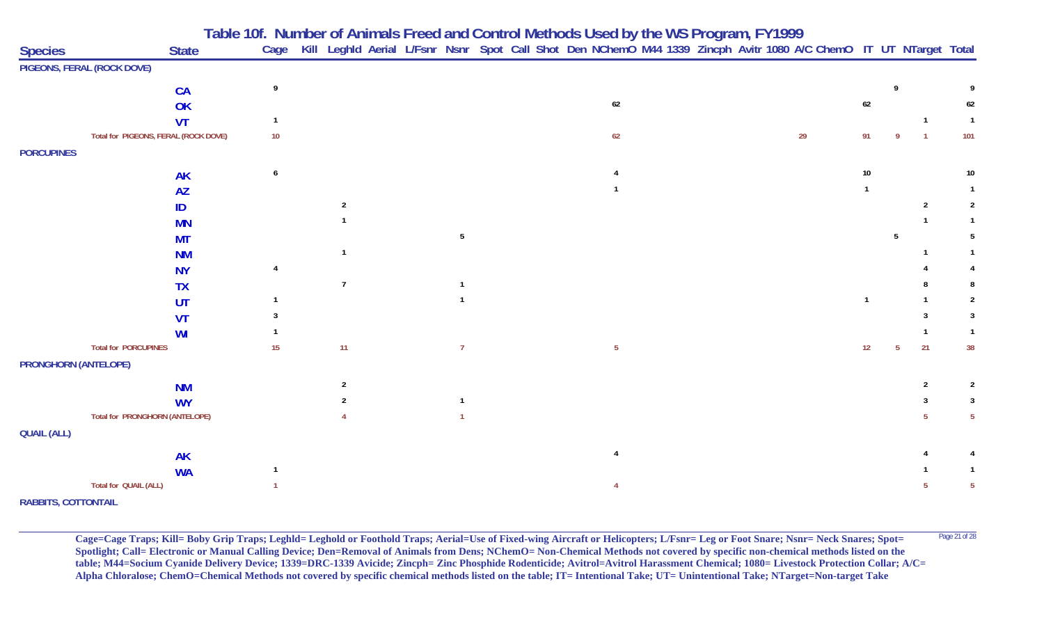# Table 10f. Number of Animals Freed and Control Methods Used by the WS Program, FY1999

| Species | State | Cage | Kill | LeghId | Aerial | L/Fsnr | Nsnr | Spot | Call | Shot | Den | NChemO | M44 | 1339 | Zincph | Avitr | 1080 | A/C | ChemO | IT | UT | NTarget | Total |
|---|---|---|---|---|---|---|---|---|---|---|---|---|---|---|---|---|---|---|---|---|---|---|---|
| **PIGEONS, FERAL (ROCK DOVE)** | | | | | | | | | | | | | | | | | | | | | | | |
| | CA | 9 | | | | | | | | | | | | | | | | | | | 9 | | 9 |
| | OK | | | | | | | | | | | 62 | | | | | | | | 62 | | | 62 |
| | VT | 1 | | | | | | | | | | | | | | | | | | | | 1 | 1 |
| Total for PIGEONS, FERAL (ROCK DOVE) | | 10 | | | | | | | | | | 62 | | | | | | 29 | | 91 | 9 | 1 | 101 |
| **PORCUPINES** | | | | | | | | | | | | | | | | | | | | | | | |
| | AK | 6 | | | | | | | | | | 4 | | | | | | | | 10 | | | 10 |
| | AZ | | | | | | | | | | | 1 | | | | | | | | 1 | | | 1 |
| | ID | | | 2 | | | | | | | | | | | | | | | | | | 2 | 2 |
| | MN | | | 1 | | | | | | | | | | | | | | | | | | 1 | 1 |
| | MT | | | | | | 5 | | | | | | | | | | | | | | 5 | | 5 |
| | NM | | | 1 | | | | | | | | | | | | | | | | | | 1 | 1 |
| | NY | 4 | | | | | | | | | | | | | | | | | | | | 4 | 4 |
| | TX | | | 7 | | | 1 | | | | | | | | | | | | | | | 8 | 8 |
| | UT | 1 | | | | | 1 | | | | | | | | | | | | | 1 | | 1 | 2 |
| | VT | 3 | | | | | | | | | | | | | | | | | | | | 3 | 3 |
| | WI | 1 | | | | | | | | | | | | | | | | | | | | 1 | 1 |
| Total for PORCUPINES | | 15 | | 11 | | | 7 | | | | | 5 | | | | | | | | 12 | 5 | 21 | 38 |
| **PRONGHORN (ANTELOPE)** | | | | | | | | | | | | | | | | | | | | | | | |
| | NM | | | 2 | | | | | | | | | | | | | | | | | | 2 | 2 |
| | WY | | | 2 | | | 1 | | | | | | | | | | | | | | | 3 | 3 |
| Total for PRONGHORN (ANTELOPE) | | | | 4 | | | 1 | | | | | | | | | | | | | | | 5 | 5 |
| **QUAIL (ALL)** | | | | | | | | | | | | | | | | | | | | | | | |
| | AK | | | | | | | | | | | 4 | | | | | | | | | | 4 | 4 |
| | WA | 1 | | | | | | | | | | | | | | | | | | | | 1 | 1 |
| Total for QUAIL (ALL) | | 1 | | | | | | | | | | 4 | | | | | | | | | | 5 | 5 |
| **RABBITS, COTTONTAIL** | | | | | | | | | | | | | | | | | | | | | | | |

**Cage=Cage Traps; Kill= Boby Grip Traps; Leghld= Leghold or Foothold Traps; Aerial=Use of Fixed-wing Aircraft or Helicopters; L/Fsnr= Leg or Foot Snare; Nsnr= Neck Snares; Spot= Spotlight; Call= Electronic or Manual Calling Device; Den=Removal of Animals from Dens; NChemO= Non-Chemical Methods not covered by specific non-chemical methods listed on the table; M44=Socium Cyanide Delivery Device; 1339=DRC-1339 Avicide; Zincph= Zinc Phosphide Rodenticide; Avitrol=Avitrol Harassment Chemical; 1080= Livestock Protection Collar; A/C= Alpha Chloralose; ChemO=Chemical Methods not covered by specific chemical methods listed on the table; IT= Intentional Take; UT= Unintentional Take; NTarget=Non-target Take**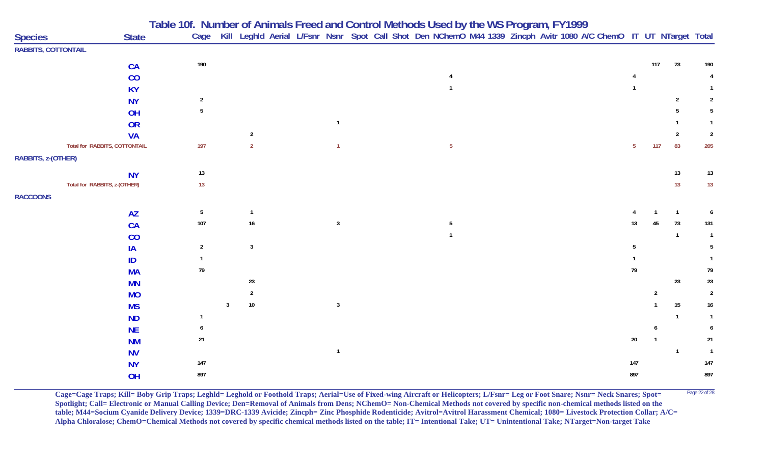# Table 10f. Number of Animals Freed and Control Methods Used by the WS Program, FY1999

| Species | State | Cage | Kill | Leghld | Aerial | L/Fsnr | Nsnr | Spot | Call | Shot | Den | NChemO | M44 | 1339 | Zincph | Avitr | 1080 | A/C | ChemO | IT | UT | NTarget | Total |
|---|---|---|---|---|---|---|---|---|---|---|---|---|---|---|---|---|---|---|---|---|---|---|---|
| **RABBITS, COTTONTAIL** | | | | | | | | | | | | | | | | | | | | | | | |
| | CA | 190 | | | | | | | | | | | | | | | | | | | 117 | 73 | 190 |
| | CO | | | | | | | | | | | 4 | | | | | | | | 4 | | | 4 |
| | KY | | | | | | | | | | | 1 | | | | | | | | 1 | | | 1 |
| | NY | 2 | | | | | | | | | | | | | | | | | | | | 2 | 2 |
| | OH | 5 | | | | | | | | | | | | | | | | | | | | 5 | 5 |
| | OR | | | | | | 1 | | | | | | | | | | | | | | | 1 | 1 |
| | VA | | | 2 | | | | | | | | | | | | | | | | | | 2 | 2 |
| Total for RABBITS, COTTONTAIL | | 197 | | 2 | | | 1 | | | | | 5 | | | | | | | | 5 | 117 | 83 | 205 |
| **RABBITS, z-(OTHER)** | | | | | | | | | | | | | | | | | | | | | | | |
| | NY | 13 | | | | | | | | | | | | | | | | | | | | 13 | 13 |
| Total for RABBITS, z-(OTHER) | | 13 | | | | | | | | | | | | | | | | | | | | 13 | 13 |
| **RACCOONS** | | | | | | | | | | | | | | | | | | | | | | | |
| | AZ | 5 | | 1 | | | | | | | | | | | | | | | | 4 | 1 | 1 | 6 |
| | CA | 107 | | 16 | | | 3 | | | | | 5 | | | | | | | | 13 | 45 | 73 | 131 |
| | CO | | | | | | | | | | | 1 | | | | | | | | | | 1 | 1 |
| | IA | 2 | | 3 | | | | | | | | | | | | | | | | 5 | | | 5 |
| | ID | 1 | | | | | | | | | | | | | | | | | | 1 | | | 1 |
| | MA | 79 | | | | | | | | | | | | | | | | | | 79 | | | 79 |
| | MN | | | 23 | | | | | | | | | | | | | | | | | | 23 | 23 |
| | MO | | | 2 | | | | | | | | | | | | | | | | | 2 | | 2 |
| | MS | | 3 | 10 | | | 3 | | | | | | | | | | | | | | 1 | 15 | 16 |
| | ND | 1 | | | | | | | | | | | | | | | | | | | | 1 | 1 |
| | NE | 6 | | | | | | | | | | | | | | | | | | | 6 | | 6 |
| | NM | 21 | | | | | | | | | | | | | | | | | | 20 | 1 | | 21 |
| | NV | | | | | | 1 | | | | | | | | | | | | | | | 1 | 1 |
| | NY | 147 | | | | | | | | | | | | | | | | | | 147 | | | 147 |
| | OH | 897 | | | | | | | | | | | | | | | | | | 897 | | | 897 |

**Cage=Cage Traps; Kill= Boby Grip Traps; Leghld= Leghold or Foothold Traps; Aerial=Use of Fixed-wing Aircraft or Helicopters; L/Fsnr= Leg or Foot Snare; Nsnr= Neck Snares; Spot= Spotlight; Call= Electronic or Manual Calling Device; Den=Removal of Animals from Dens; NChemO= Non-Chemical Methods not covered by specific non-chemical methods listed on the table; M44=Socium Cyanide Delivery Device; 1339=DRC-1339 Avicide; Zincph= Zinc Phosphide Rodenticide; Avitrol=Avitrol Harassment Chemical; 1080= Livestock Protection Collar; A/C= Alpha Chloralose; ChemO=Chemical Methods not covered by specific chemical methods listed on the table; IT= Intentional Take; UT= Unintentional Take; NTarget=Non-target Take**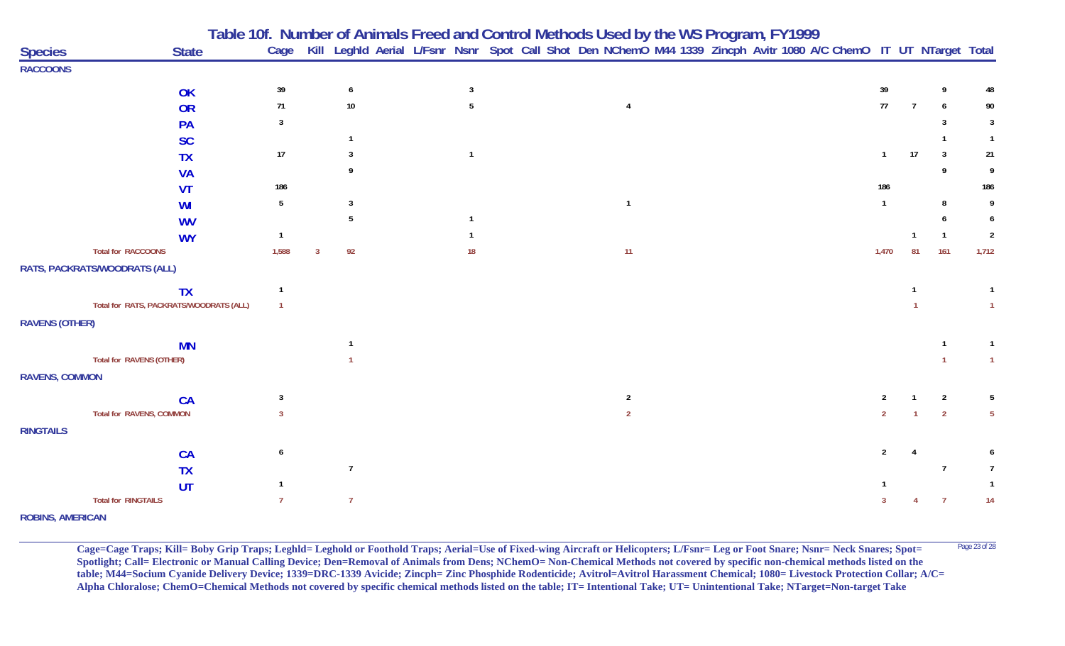# Table 10f. Number of Animals Freed and Control Methods Used by the WS Program, FY1999

| Species | State | Cage | Kill | LeghId | Aerial | L/Fsnr | Nsnr | Spot | Call | Shot | Den | NChemO | M44 | 1339 | Zincph | Avitr | 1080 | A/C | ChemO | IT | UT | NTarget | Total |
|---|---|---|---|---|---|---|---|---|---|---|---|---|---|---|---|---|---|---|---|---|---|---|---|
| **RACCOONS** | | | | | | | | | | | | | | | | | | | | | | | |
| | OK | 39 | | 6 | | | 3 | | | | | | | | | | | | | 39 | | 9 | 48 |
| | OR | 71 | | 10 | | | 5 | | | | | 4 | | | | | | | | 77 | 7 | 6 | 90 |
| | PA | 3 | | | | | | | | | | | | | | | | | | | | 3 | 3 |
| | SC | | | 1 | | | | | | | | | | | | | | | | | | 1 | 1 |
| | TX | 17 | | 3 | | | 1 | | | | | | | | | | | | | 1 | 17 | 3 | 21 |
| | VA | | | 9 | | | | | | | | | | | | | | | | | | 9 | 9 |
| | VT | 186 | | | | | | | | | | | | | | | | | | 186 | | | 186 |
| | WI | 5 | | 3 | | | | | | | | 1 | | | | | | | | 1 | | 8 | 9 |
| | WV | | | 5 | | | 1 | | | | | | | | | | | | | | | 6 | 6 |
| | WY | 1 | | | | | 1 | | | | | | | | | | | | | | 1 | 1 | 2 |
| Total for RACCOONS | | 1,588 | 3 | 92 | | | 18 | | | | | 11 | | | | | | | | 1,470 | 81 | 161 | 1,712 |
| **RATS, PACKRATS/WOODRATS (ALL)** | | | | | | | | | | | | | | | | | | | | | | | |
| | TX | 1 | | | | | | | | | | | | | | | | | | | 1 | | 1 |
| Total for RATS, PACKRATS/WOODRATS (ALL) | | 1 | | | | | | | | | | | | | | | | | | | 1 | | 1 |
| **RAVENS (OTHER)** | | | | | | | | | | | | | | | | | | | | | | | |
| | MN | | | 1 | | | | | | | | | | | | | | | | | | 1 | 1 |
| Total for RAVENS (OTHER) | | | | 1 | | | | | | | | | | | | | | | | | | 1 | 1 |
| **RAVENS, COMMON** | | | | | | | | | | | | | | | | | | | | | | | |
| | CA | 3 | | | | | | | | | | 2 | | | | | | | | 2 | 1 | 2 | 5 |
| Total for RAVENS, COMMON | | 3 | | | | | | | | | | 2 | | | | | | | | 2 | 1 | 2 | 5 |
| **RINGTAILS** | | | | | | | | | | | | | | | | | | | | | | | |
| | CA | 6 | | | | | | | | | | | | | | | | | | 2 | 4 | | 6 |
| | TX | | | 7 | | | | | | | | | | | | | | | | | | 7 | 7 |
| | UT | 1 | | | | | | | | | | | | | | | | | | 1 | | | 1 |
| Total for RINGTAILS | | 7 | | 7 | | | | | | | | | | | | | | | | 3 | 4 | 7 | 14 |
| **ROBINS, AMERICAN** | | | | | | | | | | | | | | | | | | | | | | | |

**Cage=Cage Traps; Kill= Boby Grip Traps; Leghld= Leghold or Foothold Traps; Aerial=Use of Fixed-wing Aircraft or Helicopters; L/Fsnr= Leg or Foot Snare; Nsnr= Neck Snares; Spot= Spotlight; Call= Electronic or Manual Calling Device; Den=Removal of Animals from Dens; NChemO= Non-Chemical Methods not covered by specific non-chemical methods listed on the table; M44=Socium Cyanide Delivery Device; 1339=DRC-1339 Avicide; Zincph= Zinc Phosphide Rodenticide; Avitrol=Avitrol Harassment Chemical; 1080= Livestock Protection Collar; A/C= Alpha Chloralose; ChemO=Chemical Methods not covered by specific chemical methods listed on the table; IT= Intentional Take; UT= Unintentional Take; NTarget=Non-target Take**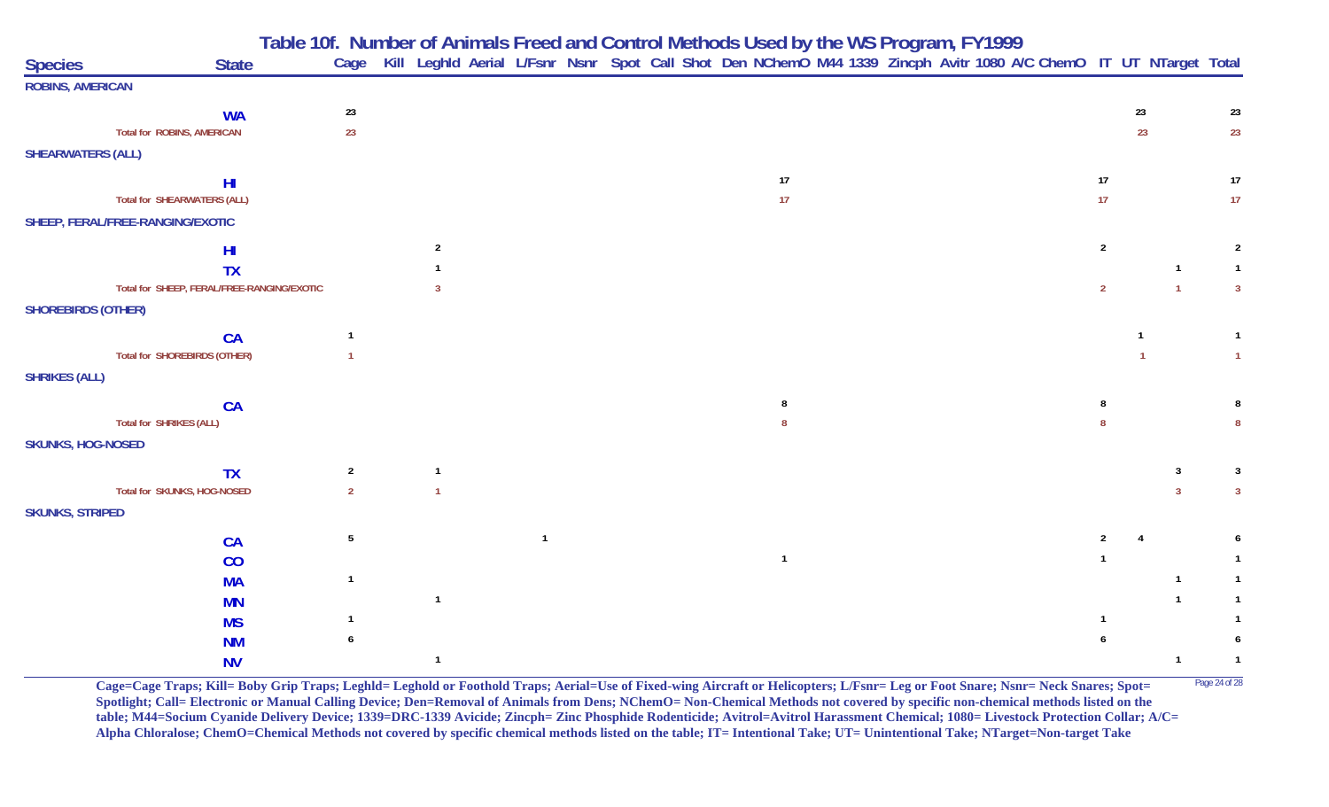# Table 10f. Number of Animals Freed and Control Methods Used by the WS Program, FY1999

| Species | State | Cage | Kill | Leghld | Aerial | L/Fsnr | Nsnr | Spot | Call | Shot | Den | NChemO | M44 | 1339 | Zincph | Avitr | 1080 | A/C | ChemO | IT | UT | NTarget | Total |
|---|---|---|---|---|---|---|---|---|---|---|---|---|---|---|---|---|---|---|---|---|---|---|---|
| **ROBINS, AMERICAN** | | | | | | | | | | | | | | | | | | | | | | | |
| | WA | 23 | | | | | | | | | | | | | | | | | | | 23 | | 23 |
| Total for ROBINS, AMERICAN | | 23 | | | | | | | | | | | | | | | | | | | 23 | | 23 |
| **SHEARWATERS (ALL)** | | | | | | | | | | | | | | | | | | | | | | | |
| | HI | | | | | | | | | | | 17 | | | | | | | | 17 | | | 17 |
| Total for SHEARWATERS (ALL) | | | | | | | | | | | | 17 | | | | | | | | 17 | | | 17 |
| **SHEEP, FERAL/FREE-RANGING/EXOTIC** | | | | | | | | | | | | | | | | | | | | | | | |
| | HI | | | 2 | | | | | | | | | | | | | | | | 2 | | | 2 |
| | TX | | | 1 | | | | | | | | | | | | | | | | | | 1 | 1 |
| Total for SHEEP, FERAL/FREE-RANGING/EXOTIC | | | | 3 | | | | | | | | | | | | | | | | 2 | | 1 | 3 |
| **SHOREBIRDS (OTHER)** | | | | | | | | | | | | | | | | | | | | | | | |
| | CA | 1 | | | | | | | | | | | | | | | | | | | 1 | | 1 |
| Total for SHOREBIRDS (OTHER) | | 1 | | | | | | | | | | | | | | | | | | | 1 | | 1 |
| **SHRIKES (ALL)** | | | | | | | | | | | | | | | | | | | | | | | |
| | CA | | | | | | | | | | | 8 | | | | | | | | 8 | | | 8 |
| Total for SHRIKES (ALL) | | | | | | | | | | | | 8 | | | | | | | | 8 | | | 8 |
| **SKUNKS, HOG-NOSED** | | | | | | | | | | | | | | | | | | | | | | | |
| | TX | 2 | | 1 | | | | | | | | | | | | | | | | | | 3 | 3 |
| Total for SKUNKS, HOG-NOSED | | 2 | | 1 | | | | | | | | | | | | | | | | | | 3 | 3 |
| **SKUNKS, STRIPED** | | | | | | | | | | | | | | | | | | | | | | | |
| | CA | 5 | | | | 1 | | | | | | | | | | | | | | 2 | 4 | | 6 |
| | CO | | | | | | | | | | | 1 | | | | | | | | 1 | | | 1 |
| | MA | 1 | | | | | | | | | | | | | | | | | | | | 1 | 1 |
| | MN | | | 1 | | | | | | | | | | | | | | | | | | 1 | 1 |
| | MS | 1 | | | | | | | | | | | | | | | | | | 1 | | | 1 |
| | NM | 6 | | | | | | | | | | | | | | | | | | 6 | | | 6 |
| | NV | | | 1 | | | | | | | | | | | | | | | | | | 1 | 1 |

**Cage=Cage Traps; Kill= Boby Grip Traps; Leghld= Leghold or Foothold Traps; Aerial=Use of Fixed-wing Aircraft or Helicopters; L/Fsnr= Leg or Foot Snare; Nsnr= Neck Snares; Spot= Spotlight; Call= Electronic or Manual Calling Device; Den=Removal of Animals from Dens; NChemO= Non-Chemical Methods not covered by specific non-chemical methods listed on the table; M44=Socium Cyanide Delivery Device; 1339=DRC-1339 Avicide; Zincph= Zinc Phosphide Rodenticide; Avitrol=Avitrol Harassment Chemical; 1080= Livestock Protection Collar; A/C= Alpha Chloralose; ChemO=Chemical Methods not covered by specific chemical methods listed on the table; IT= Intentional Take; UT= Unintentional Take; NTarget=Non-target Take**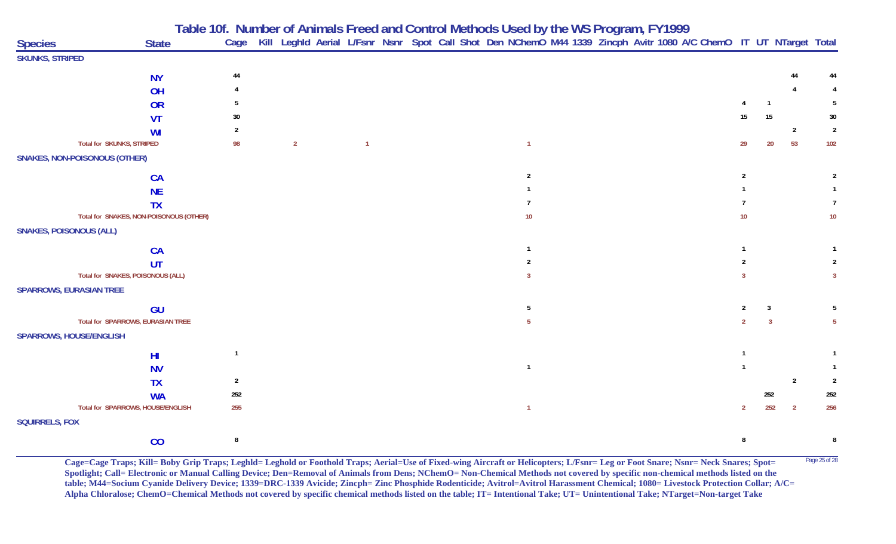# Table 10f. Number of Animals Freed and Control Methods Used by the WS Program, FY1999

| Species | State | Cage | Kill | Leghld | Aerial | L/Fsnr | Nsnr | Spot | Call | Shot | Den | NChemO | M44 | 1339 | Zincph | Avitr | 1080 | A/C | ChemO | IT | UT | NTarget | Total |
|---|---|---|---|---|---|---|---|---|---|---|---|---|---|---|---|---|---|---|---|---|---|---|---|
| **SKUNKS, STRIPED** | | | | | | | | | | | | | | | | | | | | | | | |
| | NY | 44 | | | | | | | | | | | | | | | | | | | | 44 | 44 |
| | OH | 4 | | | | | | | | | | | | | | | | | | | | 4 | 4 |
| | OR | 5 | | | | | | | | | | | | | | | | | | 4 | 1 | | 5 |
| | VT | 30 | | | | | | | | | | | | | | | | | | 15 | 15 | | 30 |
| | WI | 2 | | | | | | | | | | | | | | | | | | | | 2 | 2 |
| Total for SKUNKS, STRIPED | | 98 | | 2 | | 1 | | | | | | 1 | | | | | | | | 29 | 20 | 53 | 102 |
| **SNAKES, NON-POISONOUS (OTHER)** | | | | | | | | | | | | | | | | | | | | | | | |
| | CA | | | | | | | | | | | 2 | | | | | | | | 2 | | | 2 |
| | NE | | | | | | | | | | | 1 | | | | | | | | 1 | | | 1 |
| | TX | | | | | | | | | | | 7 | | | | | | | | 7 | | | 7 |
| Total for SNAKES, NON-POISONOUS (OTHER) | | | | | | | | | | | | 10 | | | | | | | | 10 | | | 10 |
| **SNAKES, POISONOUS (ALL)** | | | | | | | | | | | | | | | | | | | | | | | |
| | CA | | | | | | | | | | | 1 | | | | | | | | 1 | | | 1 |
| | UT | | | | | | | | | | | 2 | | | | | | | | 2 | | | 2 |
| Total for SNAKES, POISONOUS (ALL) | | | | | | | | | | | | 3 | | | | | | | | 3 | | | 3 |
| **SPARROWS, EURASIAN TREE** | | | | | | | | | | | | | | | | | | | | | | | |
| | GU | | | | | | | | | | | 5 | | | | | | | | 2 | 3 | | 5 |
| Total for SPARROWS, EURASIAN TREE | | | | | | | | | | | | 5 | | | | | | | | 2 | 3 | | 5 |
| **SPARROWS, HOUSE/ENGLISH** | | | | | | | | | | | | | | | | | | | | | | | |
| | HI | 1 | | | | | | | | | | | | | | | | | | 1 | | | 1 |
| | NV | | | | | | | | | | | 1 | | | | | | | | 1 | | | 1 |
| | TX | 2 | | | | | | | | | | | | | | | | | | | | 2 | 2 |
| | WA | 252 | | | | | | | | | | | | | | | | | | | 252 | | 252 |
| Total for SPARROWS, HOUSE/ENGLISH | | 255 | | | | | | | | | | 1 | | | | | | | | 2 | 252 | 2 | 256 |
| **SQUIRRELS, FOX** | | | | | | | | | | | | | | | | | | | | | | | |
| | CO | 8 | | | | | | | | | | | | | | | | | | 8 | | | 8 |

Cage=Cage Traps; Kill= Boby Grip Traps; Leghld= Leghold or Foothold Traps; Aerial=Use of Fixed-wing Aircraft or Helicopters; L/Fsnr= Leg or Foot Snare; Nsnr= Neck Snares; Spot= Spotlight; Call= Electronic or Manual Calling Device; Den=Removal of Animals from Dens; NChemO= Non-Chemical Methods not covered by specific non-chemical methods listed on the table; M44=Socium Cyanide Delivery Device; 1339=DRC-1339 Avicide; Zincph= Zinc Phosphide Rodenticide; Avitrol=Avitrol Harassment Chemical; 1080= Livestock Protection Collar; A/C= Alpha Chloralose; ChemO=Chemical Methods not covered by specific chemical methods listed on the table; IT= Intentional Take; UT= Unintentional Take; NTarget=Non-target Take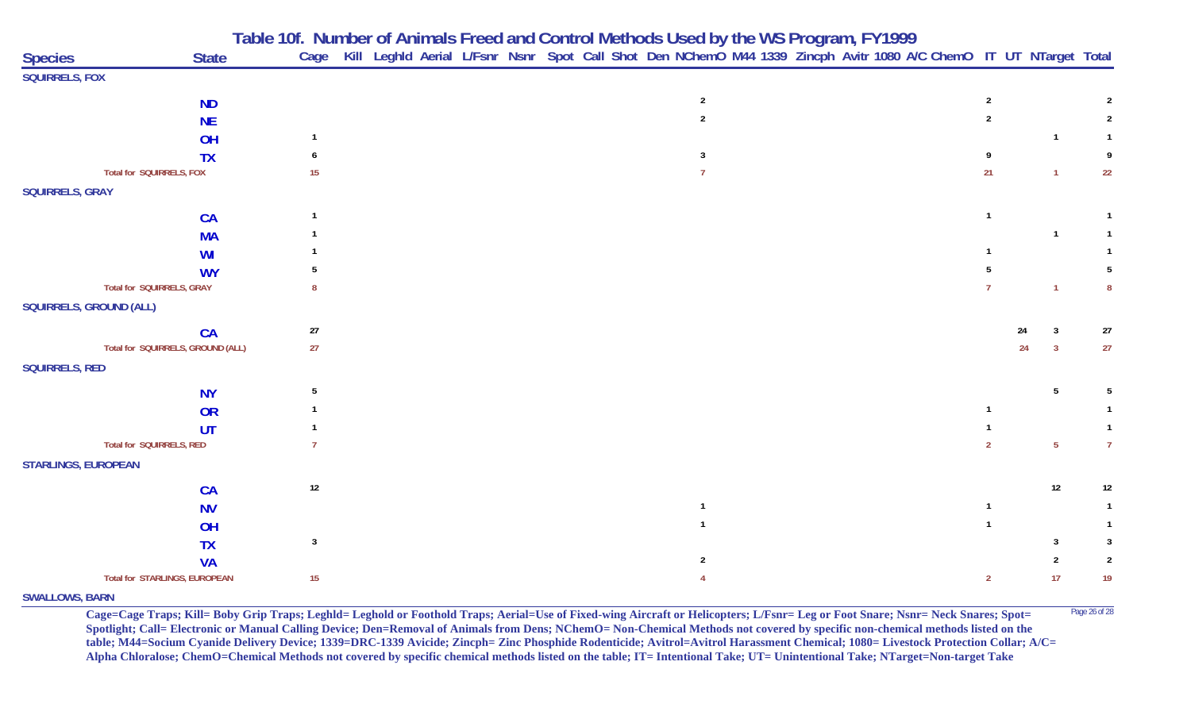# Table 10f. Number of Animals Freed and Control Methods Used by the WS Program, FY1999

| Species | State | Cage | Kill | Leghld | Aerial | L/Fsnr | Nsnr | Spot | Call | Shot | Den | NChemO | M44 | 1339 | Zincph | Avitr | 1080 | A/C | ChemO | IT | UT | NTarget | Total |
|---|---|---|---|---|---|---|---|---|---|---|---|---|---|---|---|---|---|---|---|---|---|---|---|
| **SQUIRRELS, FOX** | | | | | | | | | | | | | | | | | | | | | | | |
| | ND | | | | | | | | | | | 2 | | | | | | | | 2 | | | 2 |
| | NE | | | | | | | | | | | 2 | | | | | | | | 2 | | | 2 |
| | OH | 1 | | | | | | | | | | | | | | | | | | | | 1 | 1 |
| | TX | 6 | | | | | | | | | | 3 | | | | | | | | 9 | | | 9 |
| Total for SQUIRRELS, FOX | | 15 | | | | | | | | | | 7 | | | | | | | | 21 | | 1 | 22 |
| **SQUIRRELS, GRAY** | | | | | | | | | | | | | | | | | | | | | | | |
| | CA | 1 | | | | | | | | | | | | | | | | | | 1 | | | 1 |
| | MA | 1 | | | | | | | | | | | | | | | | | | | | 1 | 1 |
| | WI | 1 | | | | | | | | | | | | | | | | | | 1 | | | 1 |
| | WY | 5 | | | | | | | | | | | | | | | | | | 5 | | | 5 |
| Total for SQUIRRELS, GRAY | | 8 | | | | | | | | | | | | | | | | | | 7 | | 1 | 8 |
| **SQUIRRELS, GROUND (ALL)** | | | | | | | | | | | | | | | | | | | | | | | |
| | CA | 27 | | | | | | | | | | | | | | | | | | | 24 | 3 | 27 |
| Total for SQUIRRELS, GROUND (ALL) | | 27 | | | | | | | | | | | | | | | | | | | 24 | 3 | 27 |
| **SQUIRRELS, RED** | | | | | | | | | | | | | | | | | | | | | | | |
| | NY | 5 | | | | | | | | | | | | | | | | | | | | 5 | 5 |
| | OR | 1 | | | | | | | | | | | | | | | | | | 1 | | | 1 |
| | UT | 1 | | | | | | | | | | | | | | | | | | 1 | | | 1 |
| Total for SQUIRRELS, RED | | 7 | | | | | | | | | | | | | | | | | | 2 | | 5 | 7 |
| **STARLINGS, EUROPEAN** | | | | | | | | | | | | | | | | | | | | | | | |
| | CA | 12 | | | | | | | | | | | | | | | | | | | | 12 | 12 |
| | NV | | | | | | | | | | | 1 | | | | | | | | 1 | | | 1 |
| | OH | | | | | | | | | | | 1 | | | | | | | | 1 | | | 1 |
| | TX | 3 | | | | | | | | | | | | | | | | | | | | 3 | 3 |
| | VA | | | | | | | | | | | 2 | | | | | | | | | | 2 | 2 |
| Total for STARLINGS, EUROPEAN | | 15 | | | | | | | | | | 4 | | | | | | | | 2 | | 17 | 19 |
| **SWALLOWS, BARN** | | | | | | | | | | | | | | | | | | | | | | | |

Cage=Cage Traps; Kill= Boby Grip Traps; Leghld= Leghold or Foothold Traps; Aerial=Use of Fixed-wing Aircraft or Helicopters; L/Fsnr= Leg or Foot Snare; Nsnr= Neck Snares; Spot= Spotlight; Call= Electronic or Manual Calling Device; Den=Removal of Animals from Dens; NChemO= Non-Chemical Methods not covered by specific non-chemical methods listed on the table; M44=Socium Cyanide Delivery Device; 1339=DRC-1339 Avicide; Zincph= Zinc Phosphide Rodenticide; Avitrol=Avitrol Harassment Chemical; 1080= Livestock Protection Collar; A/C= Alpha Chloralose; ChemO=Chemical Methods not covered by specific chemical methods listed on the table; IT= Intentional Take; UT= Unintentional Take; NTarget=Non-target Take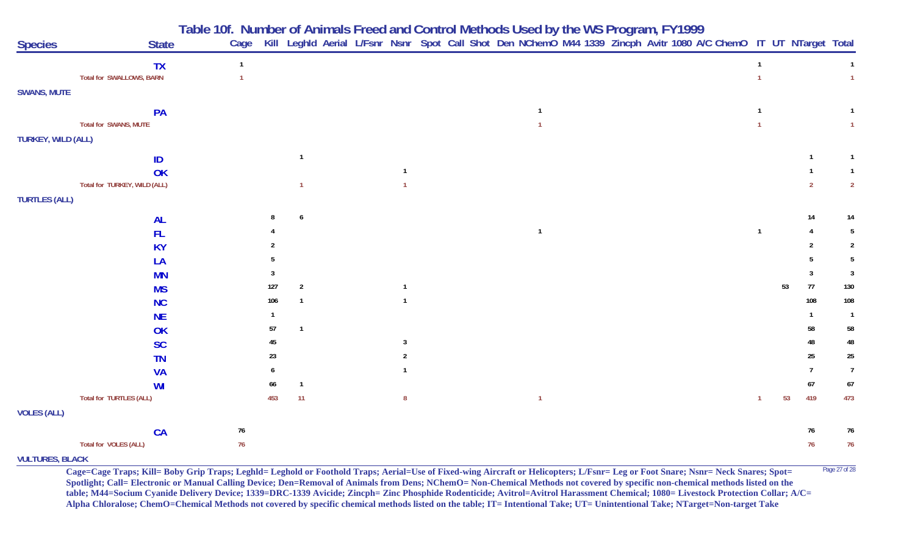# Table 10f. Number of Animals Freed and Control Methods Used by the WS Program, FY1999

| Species | State | Cage | Kill | LeghId | Aerial | L/Fsnr | Nsnr | Spot | Call | Shot | Den | NChemO | M44 | 1339 | Zincph | Avitr | 1080 | A/C | ChemO | IT | UT | NTarget | Total |
|---|---|---|---|---|---|---|---|---|---|---|---|---|---|---|---|---|---|---|---|---|---|---|---|
| | TX | 1 | | | | | | | | | | | | | | | | | | 1 | | | 1 |
| | Total for SWALLOWS, BARN | 1 | | | | | | | | | | | | | | | | | | 1 | | | 1 |
| SWANS, MUTE | | | | | | | | | | | | | | | | | | | | | | | |
| | PA | | | | | | | | | | | 1 | | | | | | | | 1 | | | 1 |
| | Total for SWANS, MUTE | | | | | | | | | | | 1 | | | | | | | | 1 | | | 1 |
| TURKEY, WILD (ALL) | | | | | | | | | | | | | | | | | | | | | | | |
| | ID | | | 1 | | | | | | | | | | | | | | | | | | 1 | 1 |
| | OK | | | | | | 1 | | | | | | | | | | | | | | | 1 | 1 |
| | Total for TURKEY, WILD (ALL) | | | 1 | | | 1 | | | | | | | | | | | | | | | 2 | 2 |
| TURTLES (ALL) | | | | | | | | | | | | | | | | | | | | | | | |
| | AL | | 8 | 6 | | | | | | | | | | | | | | | | | | 14 | 14 |
| | FL | | 4 | | | | | | | | | 1 | | | | | | | | 1 | | 4 | 5 |
| | KY | | 2 | | | | | | | | | | | | | | | | | | | 2 | 2 |
| | LA | | 5 | | | | | | | | | | | | | | | | | | | 5 | 5 |
| | MN | | 3 | | | | | | | | | | | | | | | | | | | 3 | 3 |
| | MS | | 127 | 2 | | | 1 | | | | | | | | | | | | | | 53 | 77 | 130 |
| | NC | | 106 | 1 | | | 1 | | | | | | | | | | | | | | | 108 | 108 |
| | NE | | 1 | | | | | | | | | | | | | | | | | | | 1 | 1 |
| | OK | | 57 | 1 | | | | | | | | | | | | | | | | | | 58 | 58 |
| | SC | | 45 | | | | 3 | | | | | | | | | | | | | | | 48 | 48 |
| | TN | | 23 | | | | 2 | | | | | | | | | | | | | | | 25 | 25 |
| | VA | | 6 | | | | 1 | | | | | | | | | | | | | | | 7 | 7 |
| | WI | | 66 | 1 | | | | | | | | | | | | | | | | | | 67 | 67 |
| | Total for TURTLES (ALL) | | 453 | 11 | | | 8 | | | | | 1 | | | | | | | | 1 | 53 | 419 | 473 |
| VOLES (ALL) | | | | | | | | | | | | | | | | | | | | | | | |
| | CA | 76 | | | | | | | | | | | | | | | | | | | | 76 | 76 |
| | Total for VOLES (ALL) | 76 | | | | | | | | | | | | | | | | | | | | 76 | 76 |
| VULTURES, BLACK | | | | | | | | | | | | | | | | | | | | | | | |

**Cage=Cage Traps; Kill= Boby Grip Traps; Leghld= Leghold or Foothold Traps; Aerial=Use of Fixed-wing Aircraft or Helicopters; L/Fsnr= Leg or Foot Snare; Nsnr= Neck Snares; Spot= Spotlight; Call= Electronic or Manual Calling Device; Den=Removal of Animals from Dens; NChemO= Non-Chemical Methods not covered by specific non-chemical methods listed on the table; M44=Socium Cyanide Delivery Device; 1339=DRC-1339 Avicide; Zincph= Zinc Phosphide Rodenticide; Avitrol=Avitrol Harassment Chemical; 1080= Livestock Protection Collar; A/C= Alpha Chloralose; ChemO=Chemical Methods not covered by specific chemical methods listed on the table; IT= Intentional Take; UT= Unintentional Take; NTarget=Non-target Take**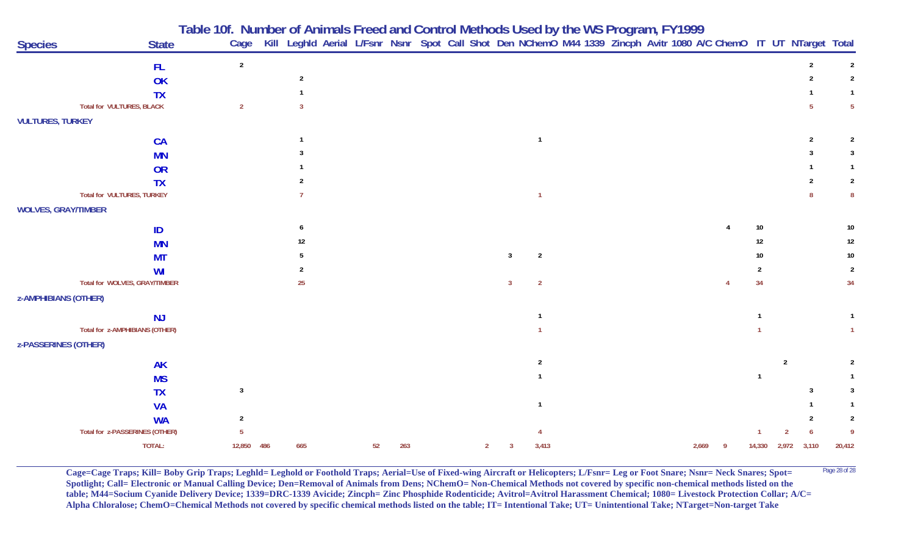# Table 10f. Number of Animals Freed and Control Methods Used by the WS Program, FY1999

| Species | State | Cage | Kill | LeghId | Aerial | L/Fsnr | Nsnr | Spot | Call | Shot | Den | NChemO | M44 | 1339 | Zincph | Avitr | 1080 | A/C | ChemO | IT | UT | NTarget | Total |
|---|---|---|---|---|---|---|---|---|---|---|---|---|---|---|---|---|---|---|---|---|---|---|---|
| | FL | 2 | | | | | | | | | | | | | | | | | | | | 2 | 2 |
| | OK | | | 2 | | | | | | | | | | | | | | | | | | 2 | 2 |
| | TX | | | 1 | | | | | | | | | | | | | | | | | | 1 | 1 |
| Total for VULTURES, BLACK | | 2 | | 3 | | | | | | | | | | | | | | | | | | 5 | 5 |
| VULTURES, TURKEY | | | | | | | | | | | | | | | | | | | | | | | |
| | CA | | | 1 | | | | | | | | 1 | | | | | | | | | | 2 | 2 |
| | MN | | | 3 | | | | | | | | | | | | | | | | | | 3 | 3 |
| | OR | | | 1 | | | | | | | | | | | | | | | | | | 1 | 1 |
| | TX | | | 2 | | | | | | | | | | | | | | | | | | 2 | 2 |
| Total for VULTURES, TURKEY | | | | 7 | | | | | | | | 1 | | | | | | | | | | 8 | 8 |
| WOLVES, GRAY/TIMBER | | | | | | | | | | | | | | | | | | | | | | | |
| | ID | | | 6 | | | | | | | | | | | | | | | 4 | 10 | | | 10 |
| | MN | | | 12 | | | | | | | | | | | | | | | | 12 | | | 12 |
| | MT | | | 5 | | | | | | | 3 | 2 | | | | | | | | 10 | | | 10 |
| | WI | | | 2 | | | | | | | | | | | | | | | | 2 | | | 2 |
| Total for WOLVES, GRAY/TIMBER | | | | 25 | | | | | | | 3 | 2 | | | | | | | 4 | 34 | | | 34 |
| z-AMPHIBIANS (OTHER) | | | | | | | | | | | | | | | | | | | | | | | |
| | NJ | | | | | | | | | | | 1 | | | | | | | | 1 | | | 1 |
| Total for z-AMPHIBIANS (OTHER) | | | | | | | | | | | | 1 | | | | | | | | 1 | | | 1 |
| z-PASSERINES (OTHER) | | | | | | | | | | | | | | | | | | | | | | | |
| | AK | | | | | | | | | | | 2 | | | | | | | | | 2 | | 2 |
| | MS | | | | | | | | | | | 1 | | | | | | | | 1 | | | 1 |
| | TX | 3 | | | | | | | | | | | | | | | | | | | | 3 | 3 |
| | VA | | | | | | | | | | | 1 | | | | | | | | | | 1 | 1 |
| | WA | 2 | | | | | | | | | | | | | | | | | | | | 2 | 2 |
| Total for z-PASSERINES (OTHER) | | 5 | | | | | | | | | | 4 | | | | | | | | 1 | 2 | 6 | 9 |
| TOTAL: | | 12,850 | 486 | 665 | | 52 | 263 | | | 2 | 3 | 3,413 | | | | | | 2,669 | 9 | 14,330 | 2,972 | 3,110 | 20,412 |

**Cage=Cage Traps; Kill= Boby Grip Traps; Leghld= Leghold or Foothold Traps; Aerial=Use of Fixed-wing Aircraft or Helicopters; L/Fsnr= Leg or Foot Snare; Nsnr= Neck Snares; Spot= Spotlight; Call= Electronic or Manual Calling Device; Den=Removal of Animals from Dens; NChemO= Non-Chemical Methods not covered by specific non-chemical methods listed on the table; M44=Socium Cyanide Delivery Device; 1339=DRC-1339 Avicide; Zincph= Zinc Phosphide Rodenticide; Avitrol=Avitrol Harassment Chemical; 1080= Livestock Protection Collar; A/C= Alpha Chloralose; ChemO=Chemical Methods not covered by specific chemical methods listed on the table; IT= Intentional Take; UT= Unintentional Take; NTarget=Non-target Take**